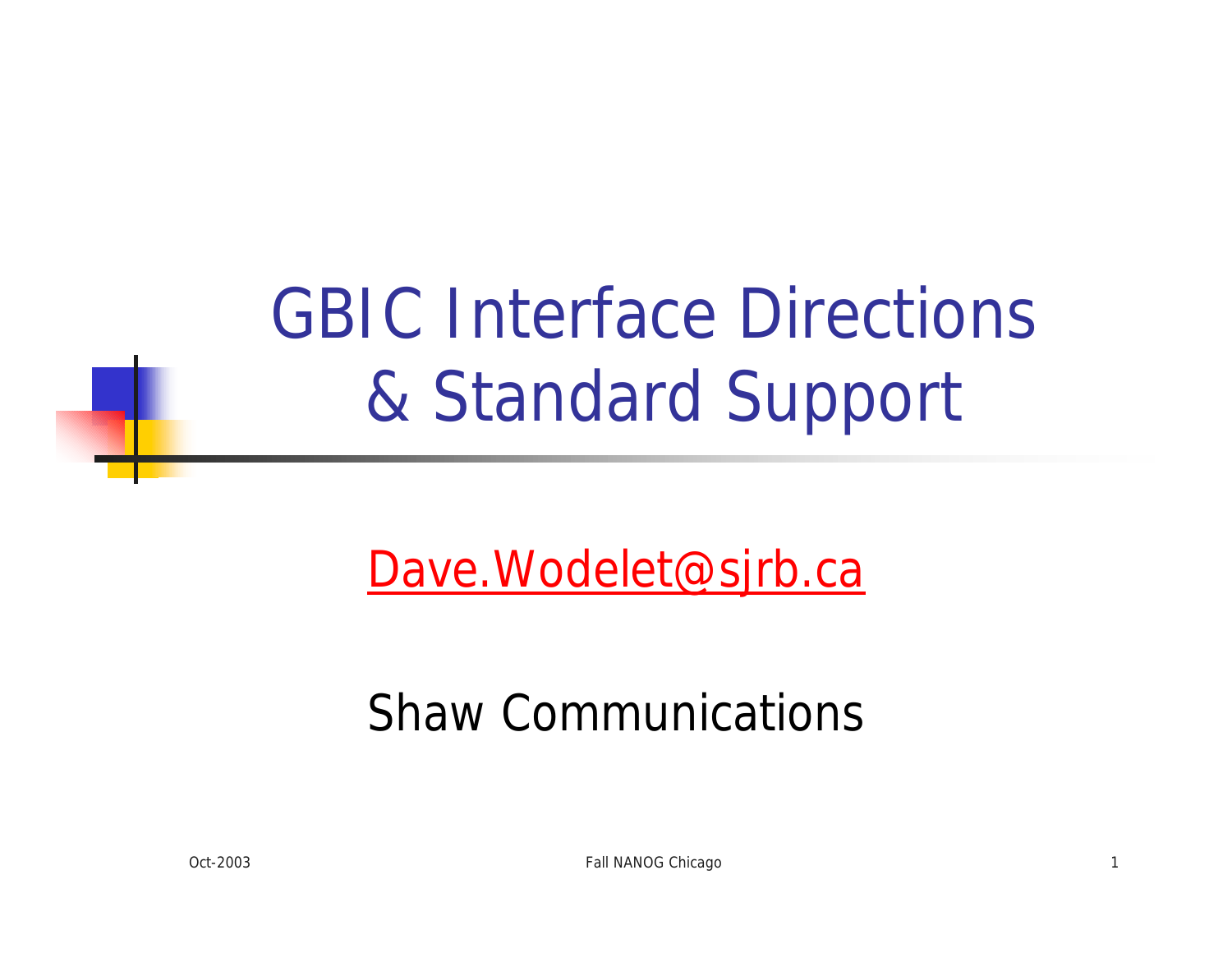# GBIC Interface Directions & Standard Support

Dave.Wodelet@sjrb.ca

Shaw Communications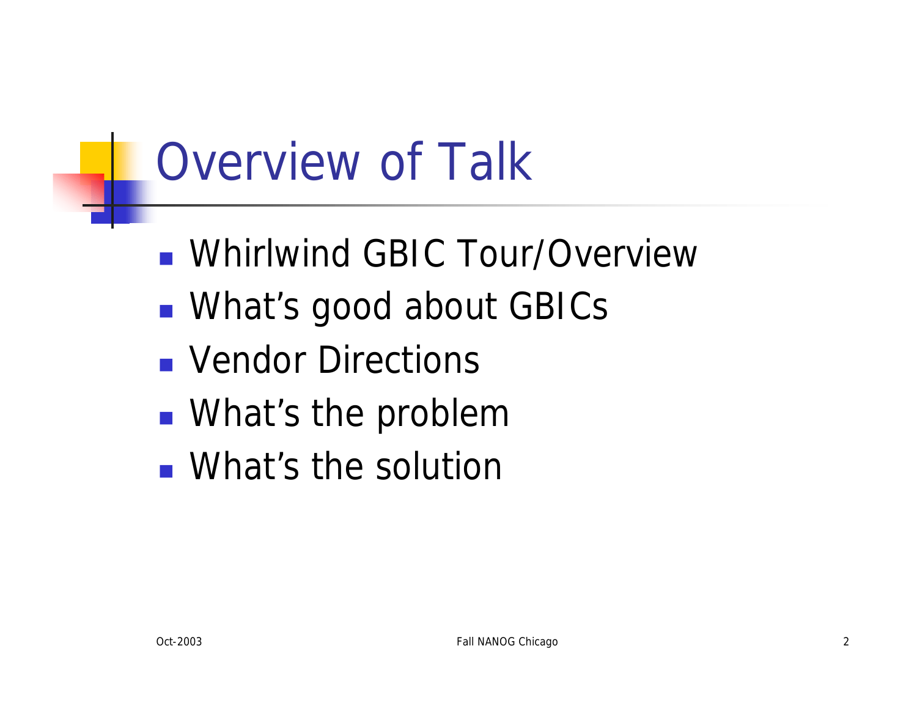# Overview of Talk

- Whirlwind GBIC Tour/Overview
- What's good about GBICs
- Vendor Directions
- What's the problem
- What's the solution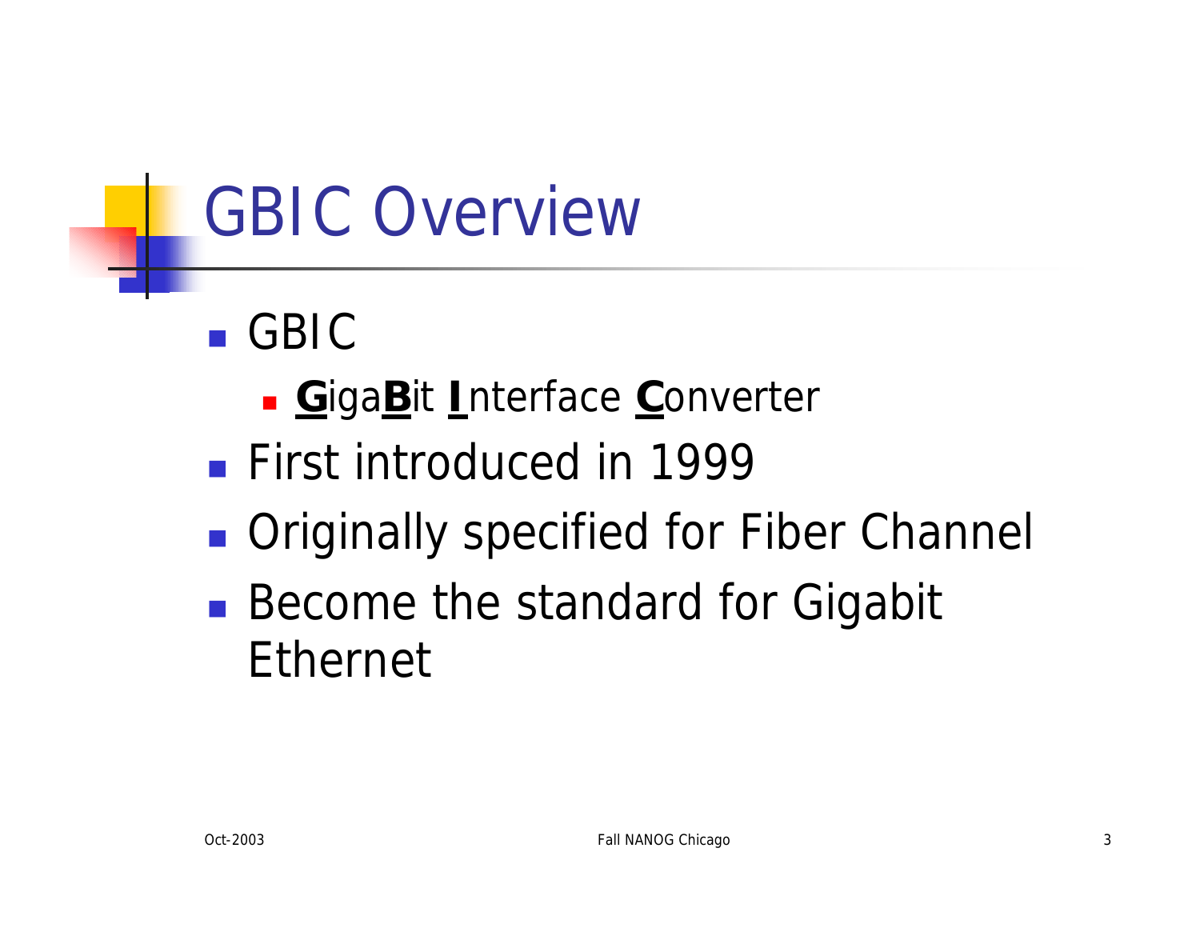# GBIC Overview

- GBIC
  - **<u>G</u>**iga**<u>B</u>**it **<u>I</u>**nterface **<u>C</u>**onverter
- First introduced in 1999
- Originally specified for Fiber Channel
- Become the standard for Gigabit Ethernet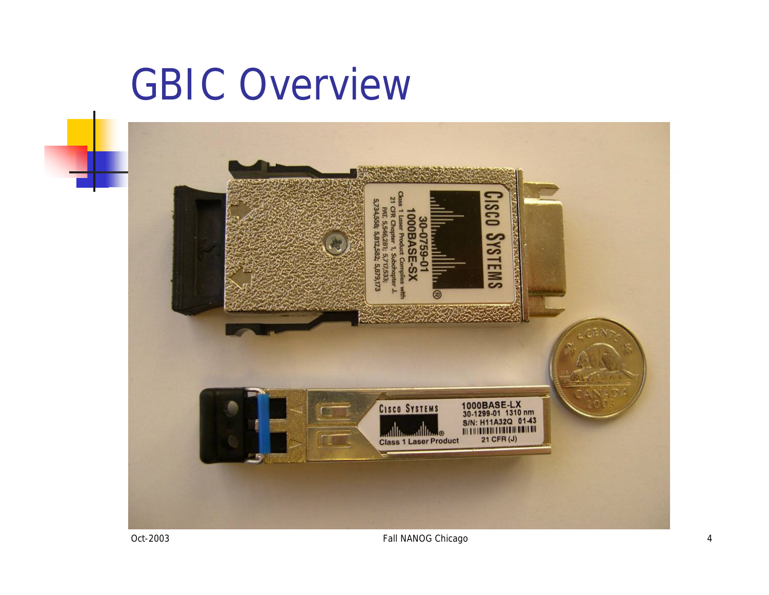# GBIC Overview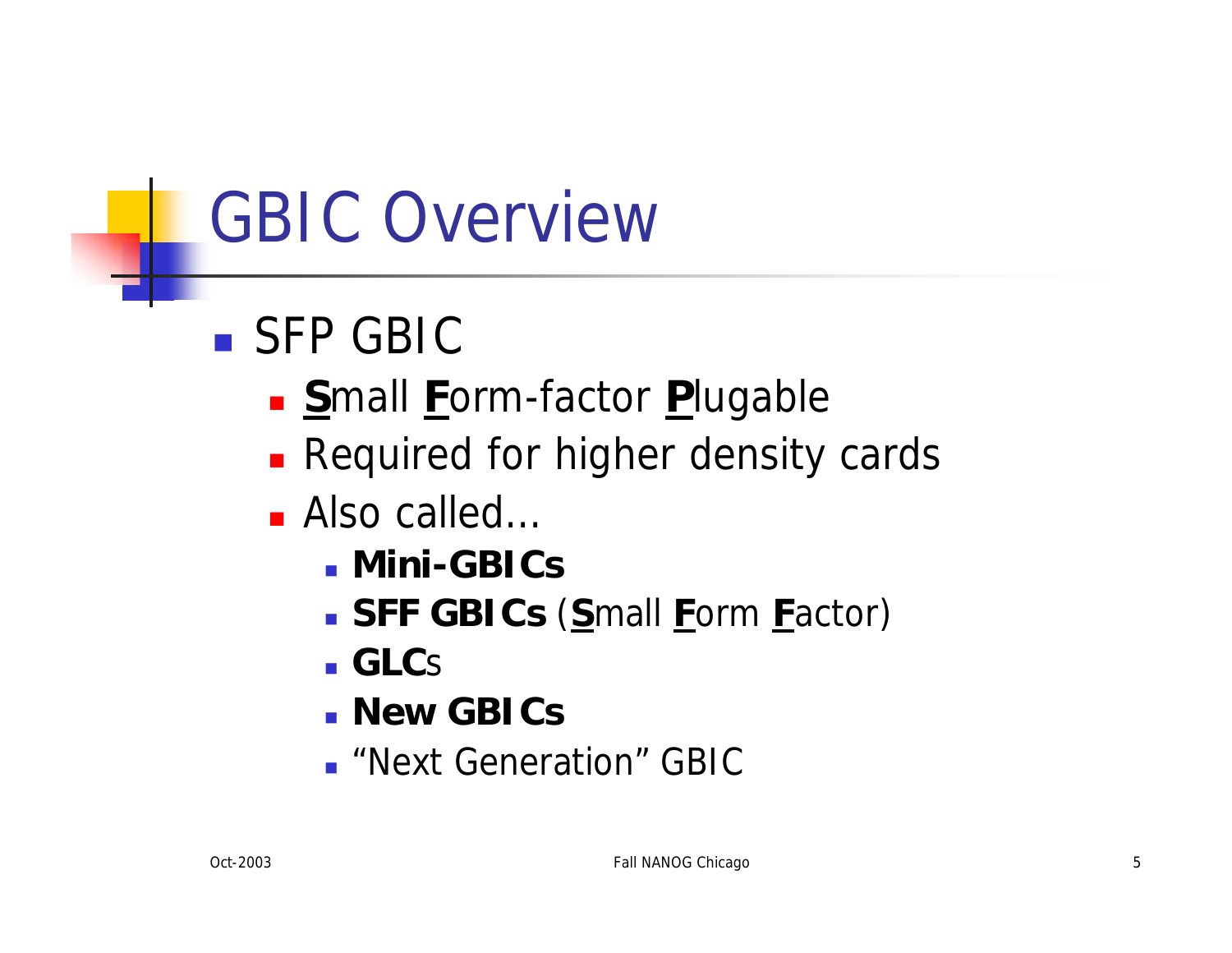# GBIC Overview

- SFP GBIC
  - **S**mall **F**orm-factor **P**lugable
  - Required for higher density cards
  - Also called…
    - **Mini-GBICs**
    - **SFF GBICs** (**S**mall **F**orm **F**actor)
    - **GLC**s
    - **New GBICs**
    - "Next Generation" GBIC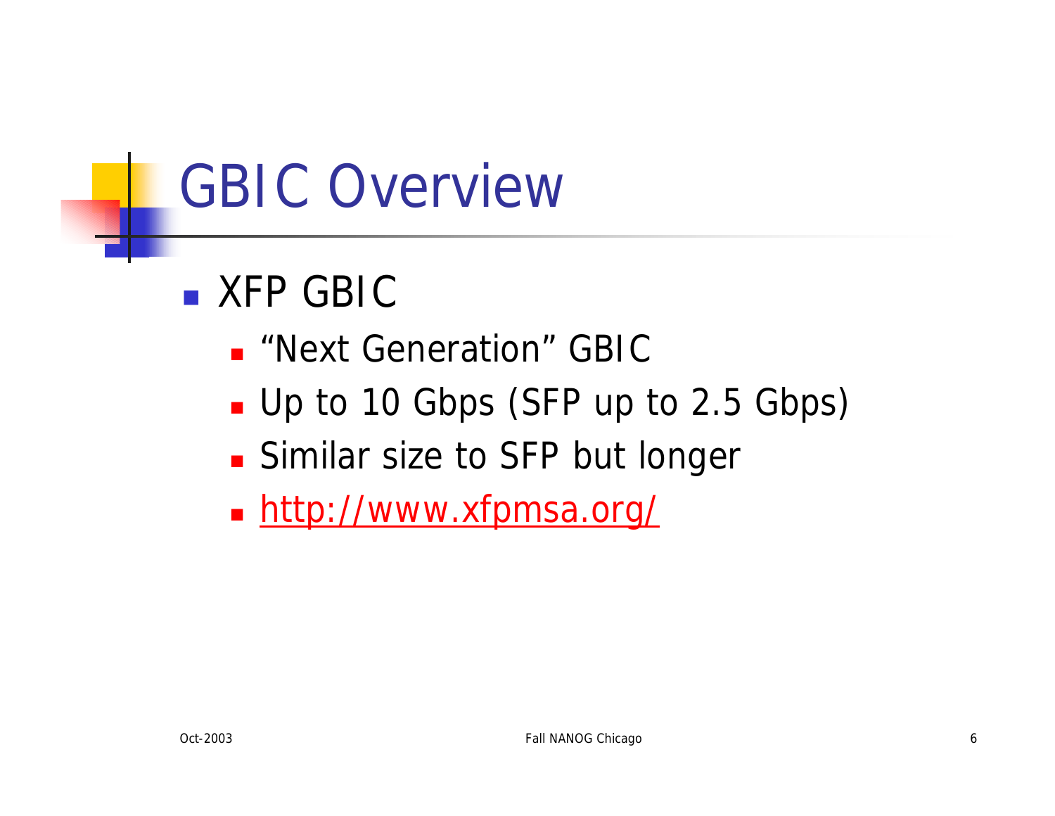# GBIC Overview

- XFP GBIC
  - "Next Generation" GBIC
  - Up to 10 Gbps (SFP up to 2.5 Gbps)
  - Similar size to SFP but longer
  - http://www.xfpmsa.org/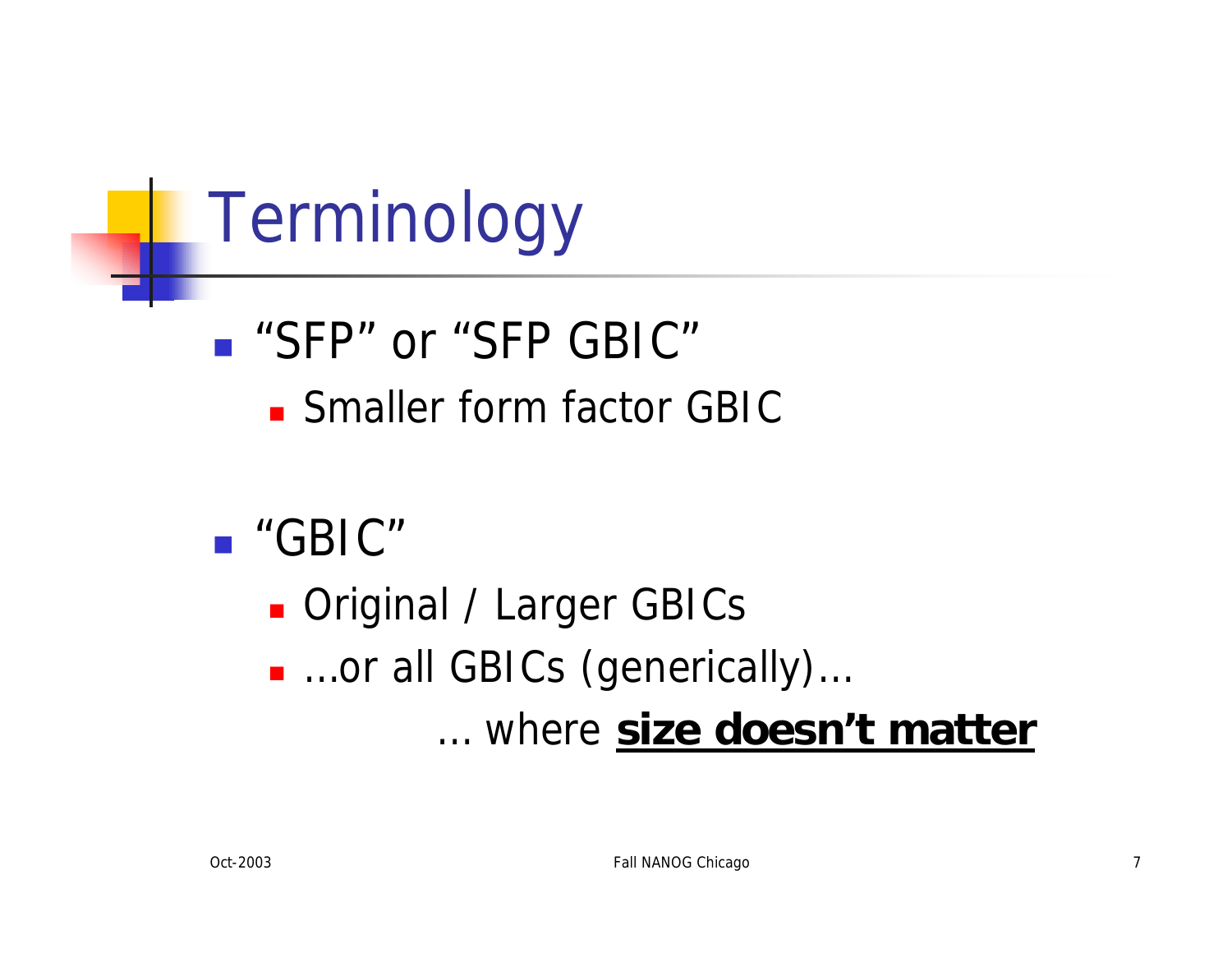# Terminology

- "SFP" or "SFP GBIC"
  - Smaller form factor GBIC

- "GBIC"
  - Original / Larger GBICs
  - …or all GBICs (generically)…

    … where **size doesn't matter**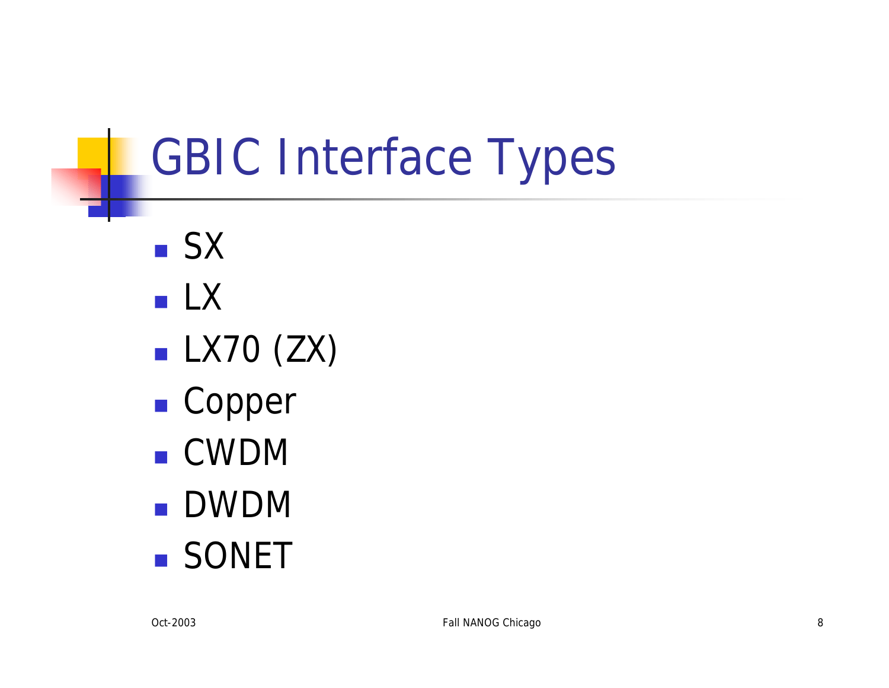# GBIC Interface Types

- SX
- LX
- LX70 (ZX)
- Copper
- CWDM
- DWDM
- SONET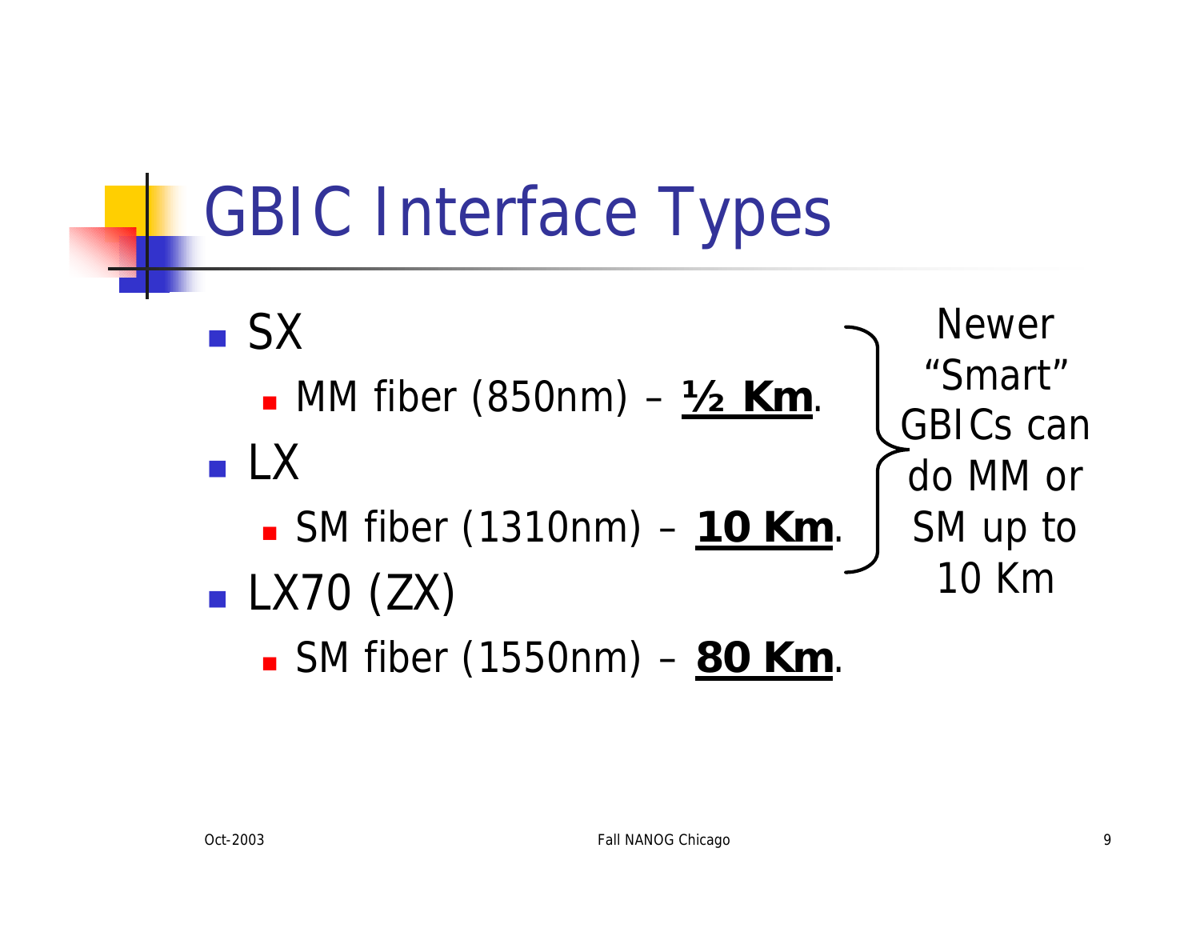# GBIC Interface Types

- SX
  - MM fiber (850nm) – **<u>½ Km</u>**.
- LX
  - SM fiber (1310nm) – **<u>10 Km</u>**.
- LX70 (ZX)
  - SM fiber (1550nm) – **<u>80 Km</u>**.

Newer “Smart” GBICs can do MM or SM up to 10 Km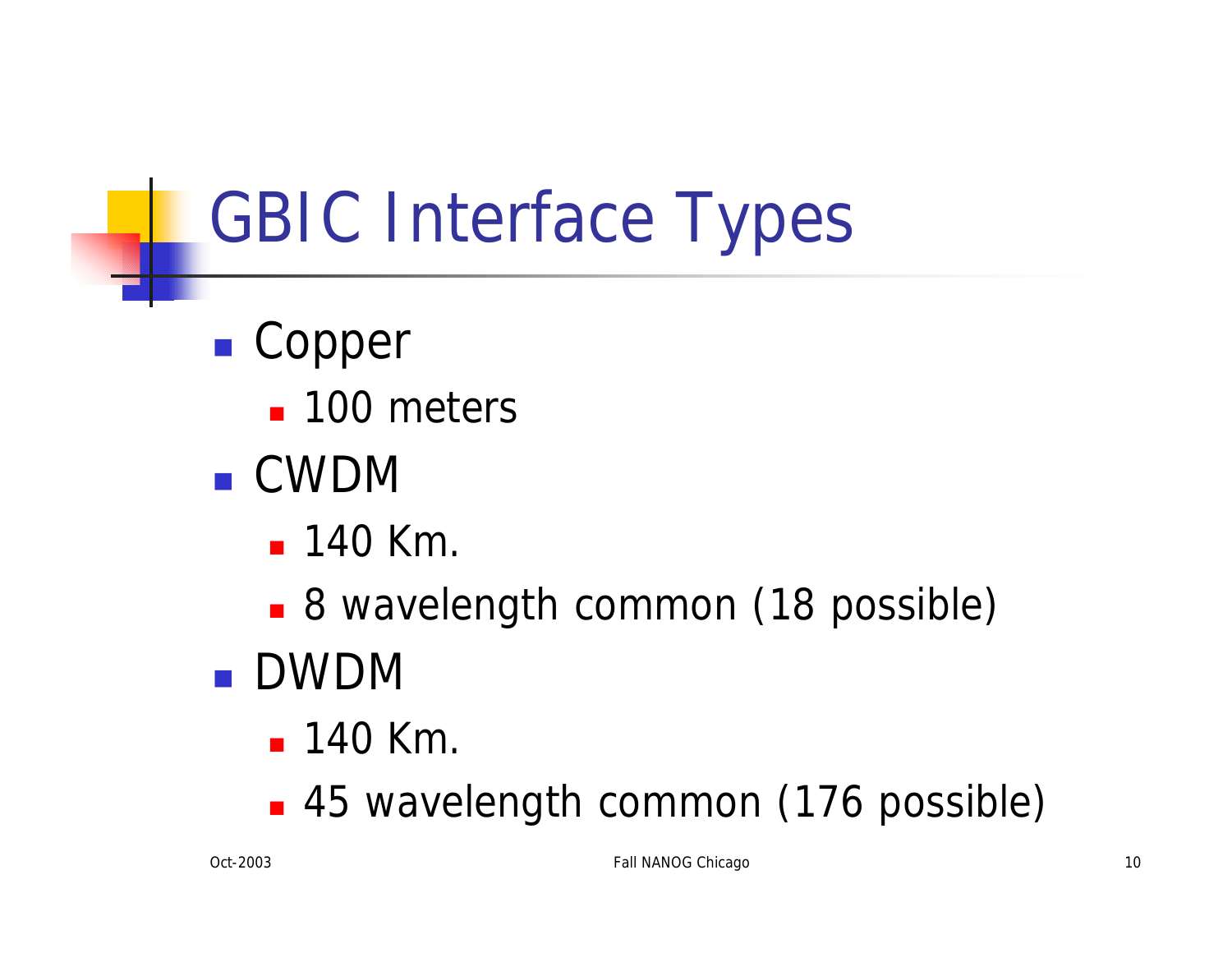# GBIC Interface Types

- Copper
  - 100 meters
- CWDM
  - 140 Km.
  - 8 wavelength common (18 possible)
- DWDM
  - 140 Km.
  - 45 wavelength common (176 possible)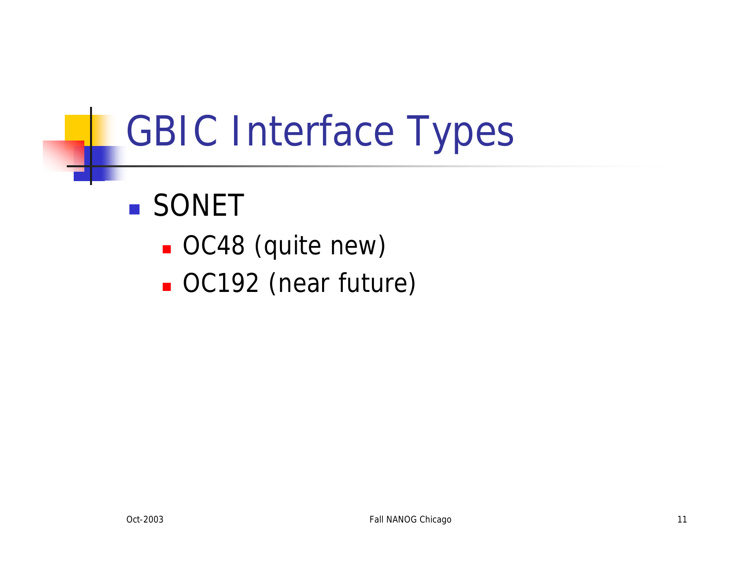# GBIC Interface Types

- SONET
  - OC48 (quite new)
  - OC192 (near future)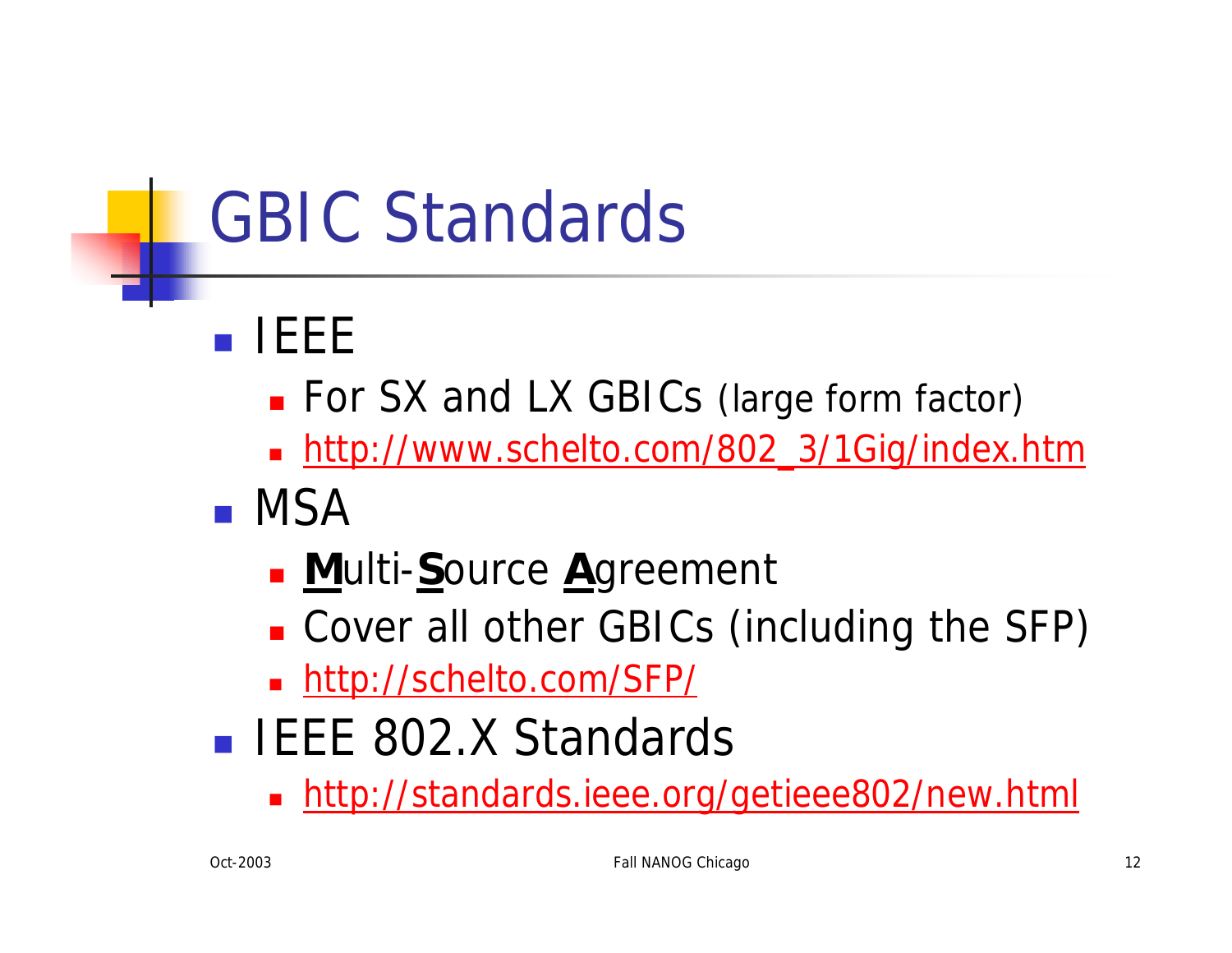# GBIC Standards

- IEEE
  - For SX and LX GBICs (large form factor)
  - http://www.schelto.com/802_3/1Gig/index.htm
- MSA
  - **M**ulti-**S**ource **A**greement
  - Cover all other GBICs (including the SFP)
  - http://schelto.com/SFP/
- IEEE 802.X Standards
  - http://standards.ieee.org/getieee802/new.html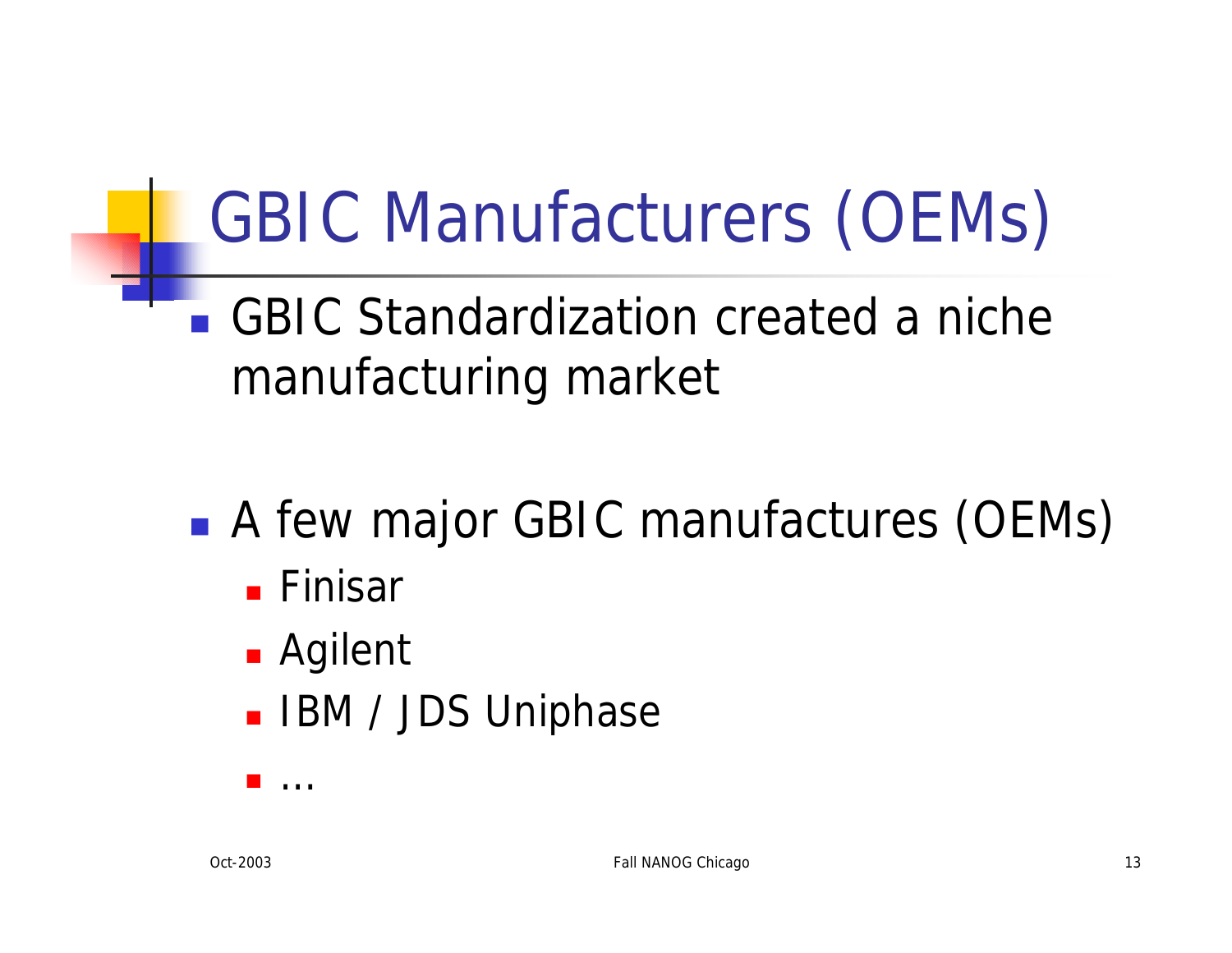# GBIC Manufacturers (OEMs)

- GBIC Standardization created a niche manufacturing market
- A few major GBIC manufactures (OEMs)
  - Finisar
  - Agilent
  - IBM / JDS Uniphase
  - …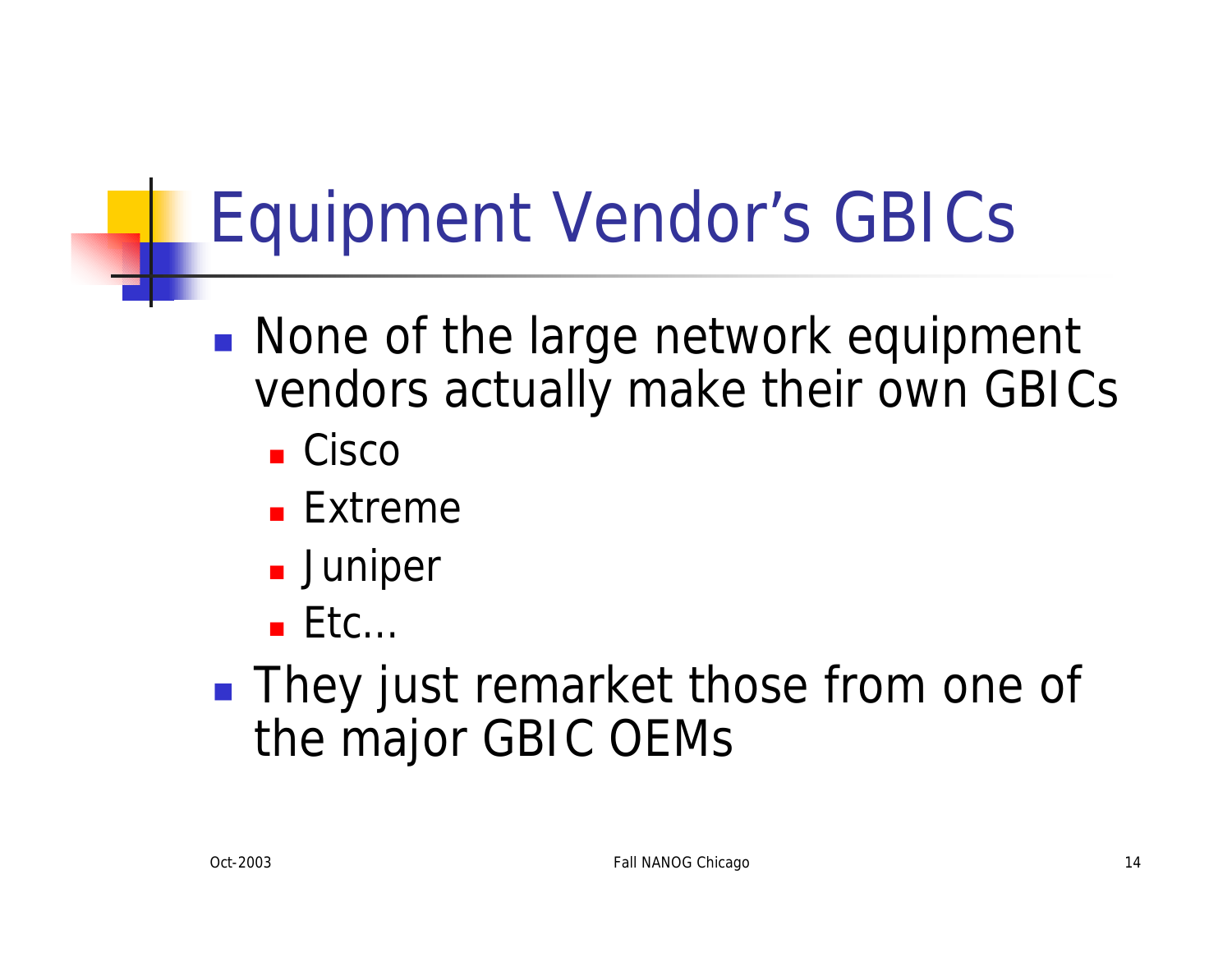# Equipment Vendor's GBICs

- None of the large network equipment vendors actually make their own GBICs
  - Cisco
  - Extreme
  - Juniper
  - Etc…
- They just remarket those from one of the major GBIC OEMs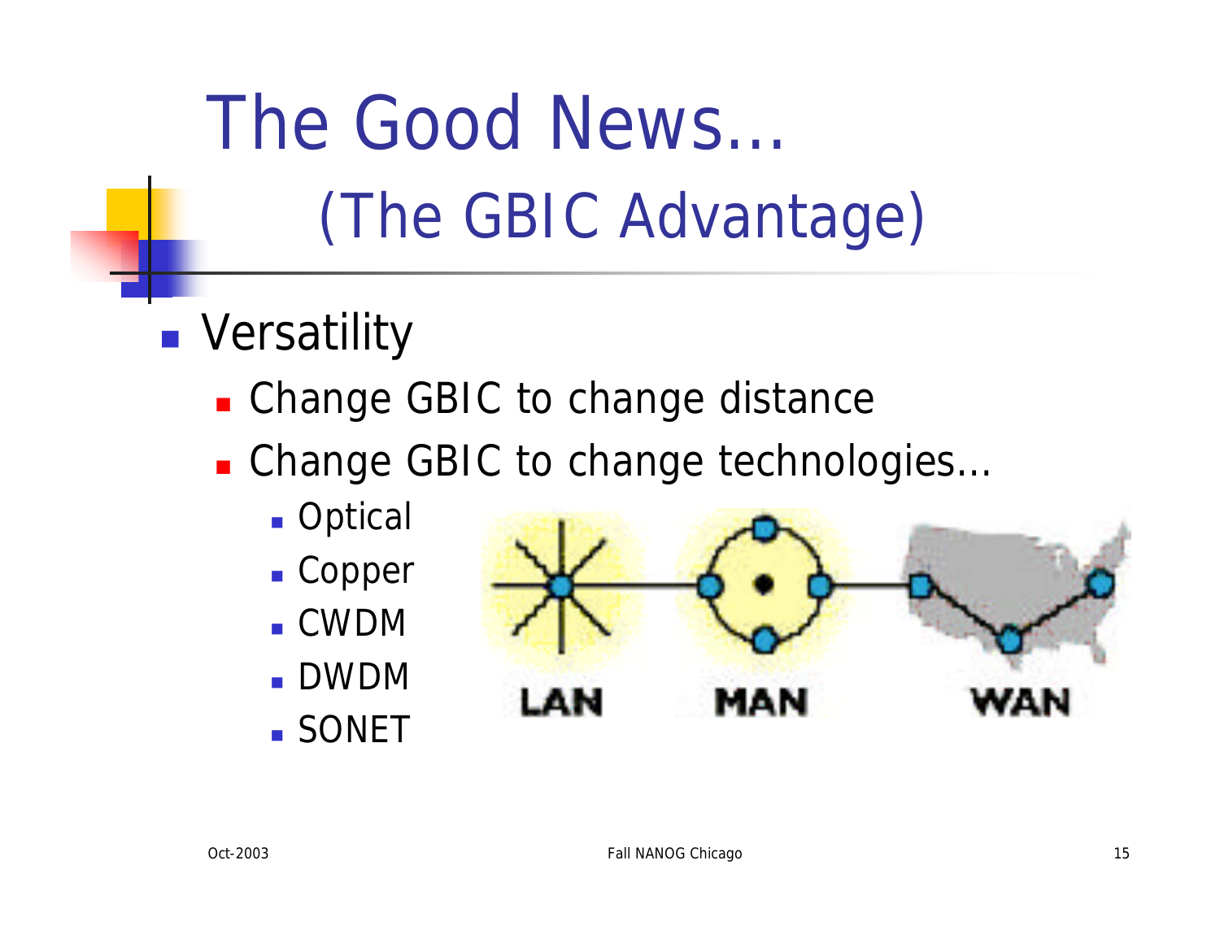# The Good News… (The GBIC Advantage)

- Versatility
  - Change GBIC to change distance
  - Change GBIC to change technologies…
    - Optical
    - Copper
    - CWDM
    - DWDM
    - SONET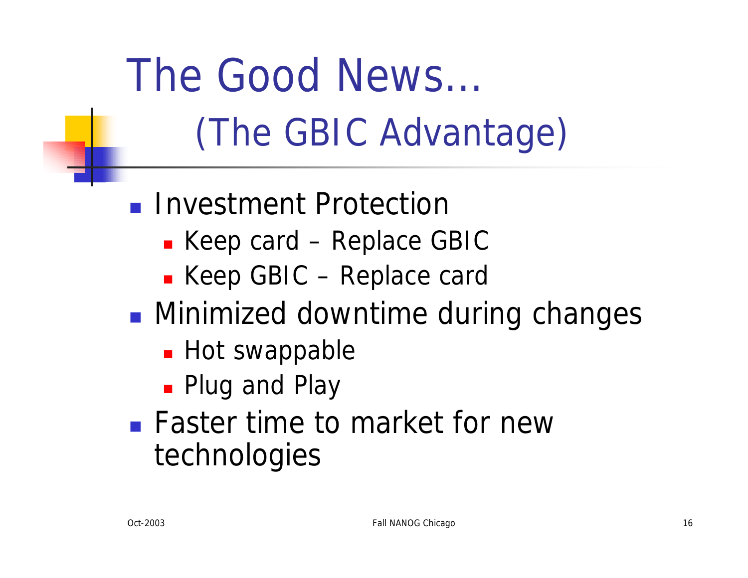# The Good News… (The GBIC Advantage)

- Investment Protection
  - Keep card – Replace GBIC
  - Keep GBIC – Replace card
- Minimized downtime during changes
  - Hot swappable
  - Plug and Play
- Faster time to market for new technologies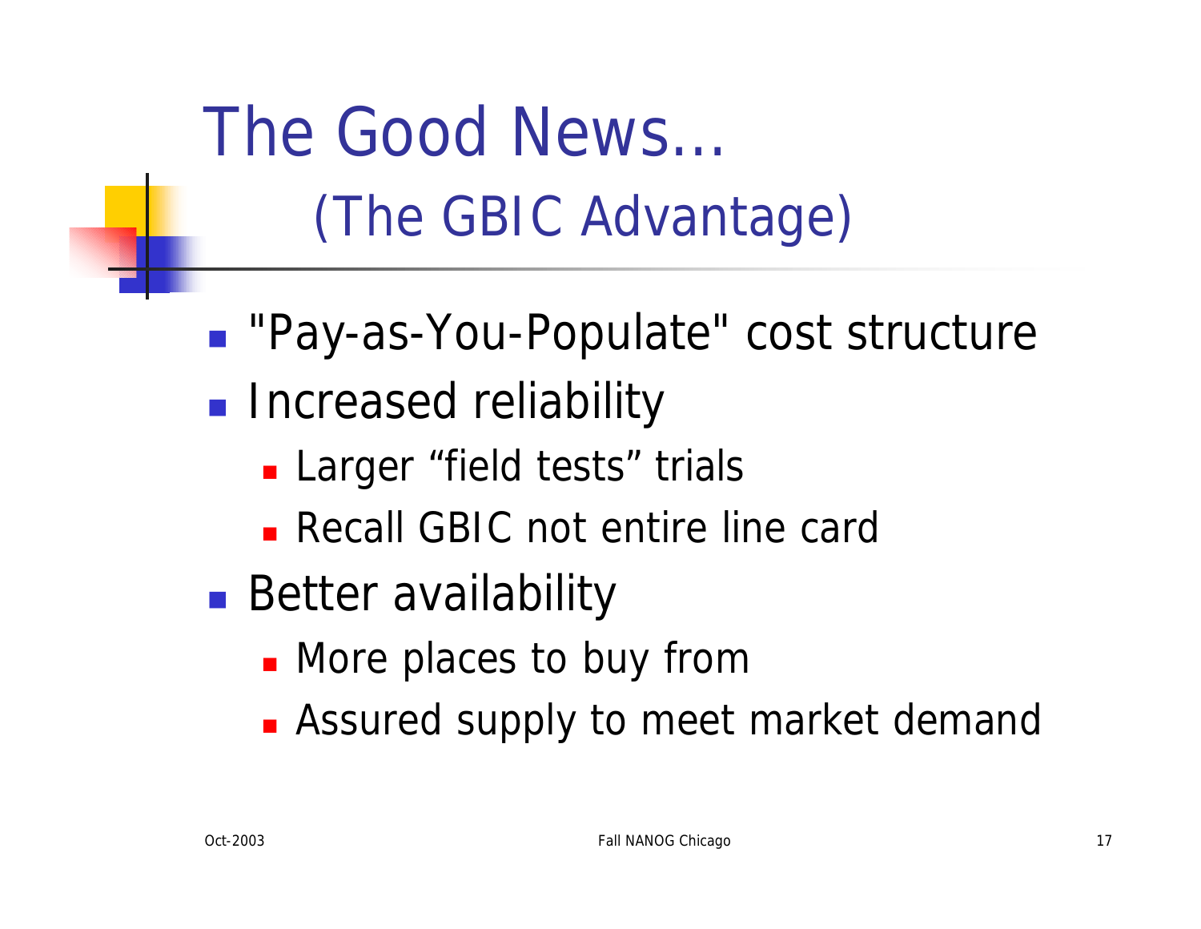# The Good News… (The GBIC Advantage)

- "Pay-as-You-Populate" cost structure
- Increased reliability
  - Larger “field tests” trials
  - Recall GBIC not entire line card
- Better availability
  - More places to buy from
  - Assured supply to meet market demand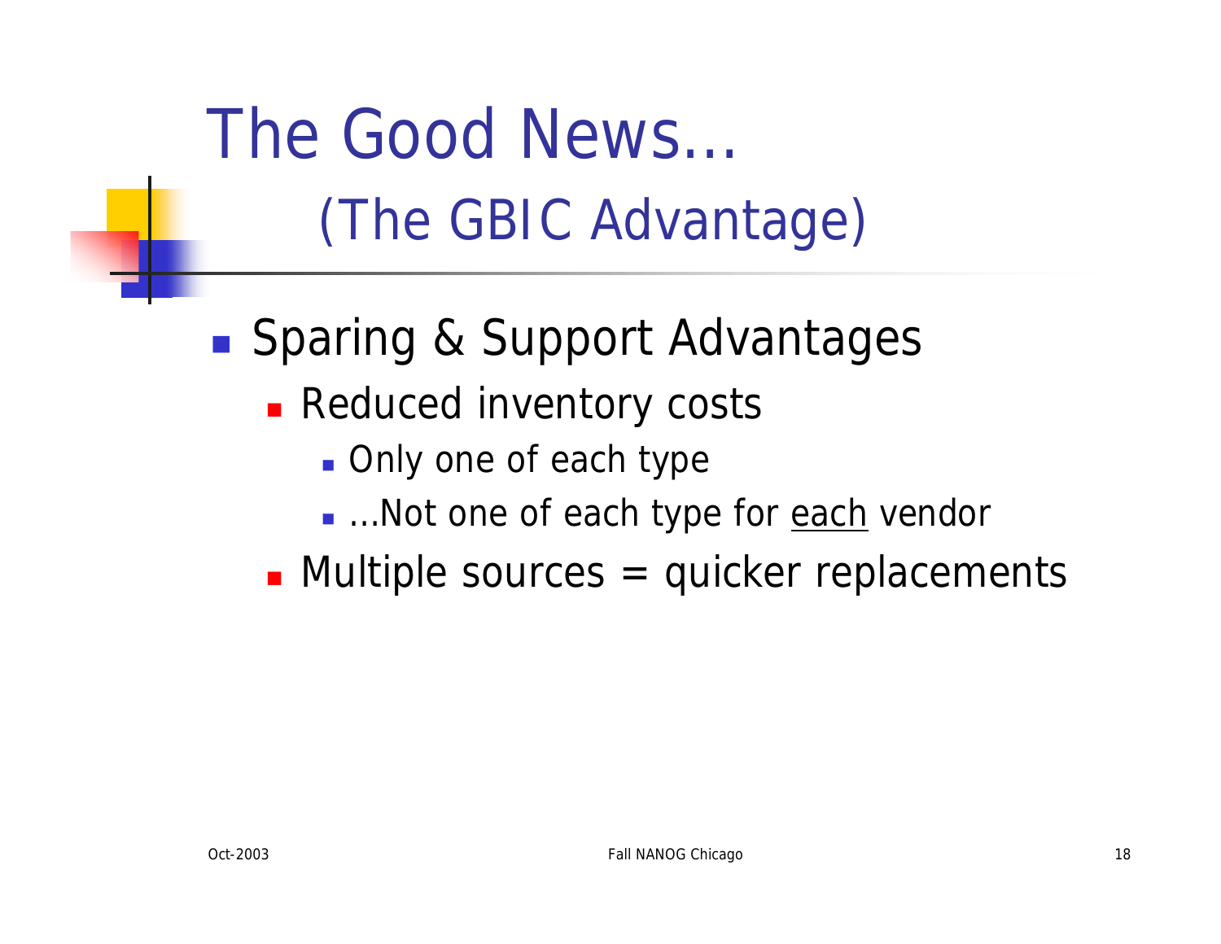# The Good News… (The GBIC Advantage)

- Sparing & Support Advantages
  - Reduced inventory costs
    - Only one of each type
    - …Not one of each type for <u>each</u> vendor
  - Multiple sources = quicker replacements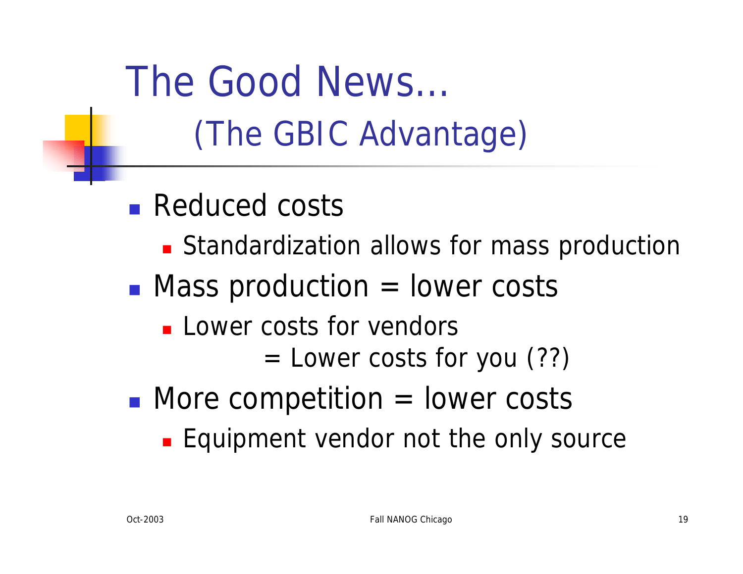# The Good News… (The GBIC Advantage)

- Reduced costs
  - Standardization allows for mass production
- Mass production = lower costs
  - Lower costs for vendors
    = Lower costs for you (??)
- More competition = lower costs
  - Equipment vendor not the only source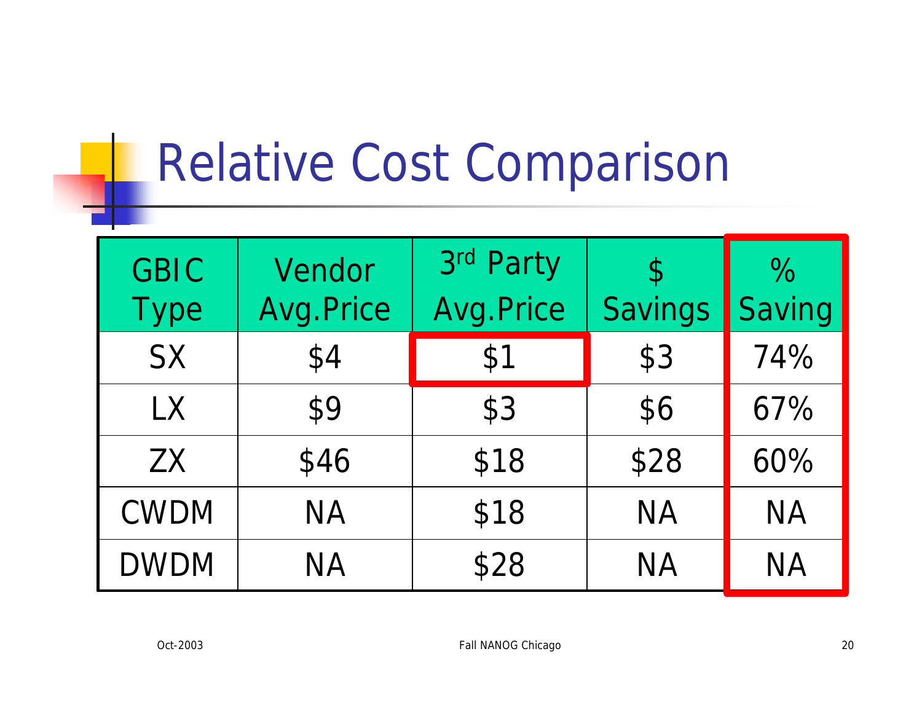# Relative Cost Comparison

| GBIC Type | Vendor Avg.Price | 3rd Party Avg.Price | $ Savings | % Saving |
|---|---|---|---|---|
| SX | $4 | $1 | $3 | 74% |
| LX | $9 | $3 | $6 | 67% |
| ZX | $46 | $18 | $28 | 60% |
| CWDM | NA | $18 | NA | NA |
| DWDM | NA | $28 | NA | NA |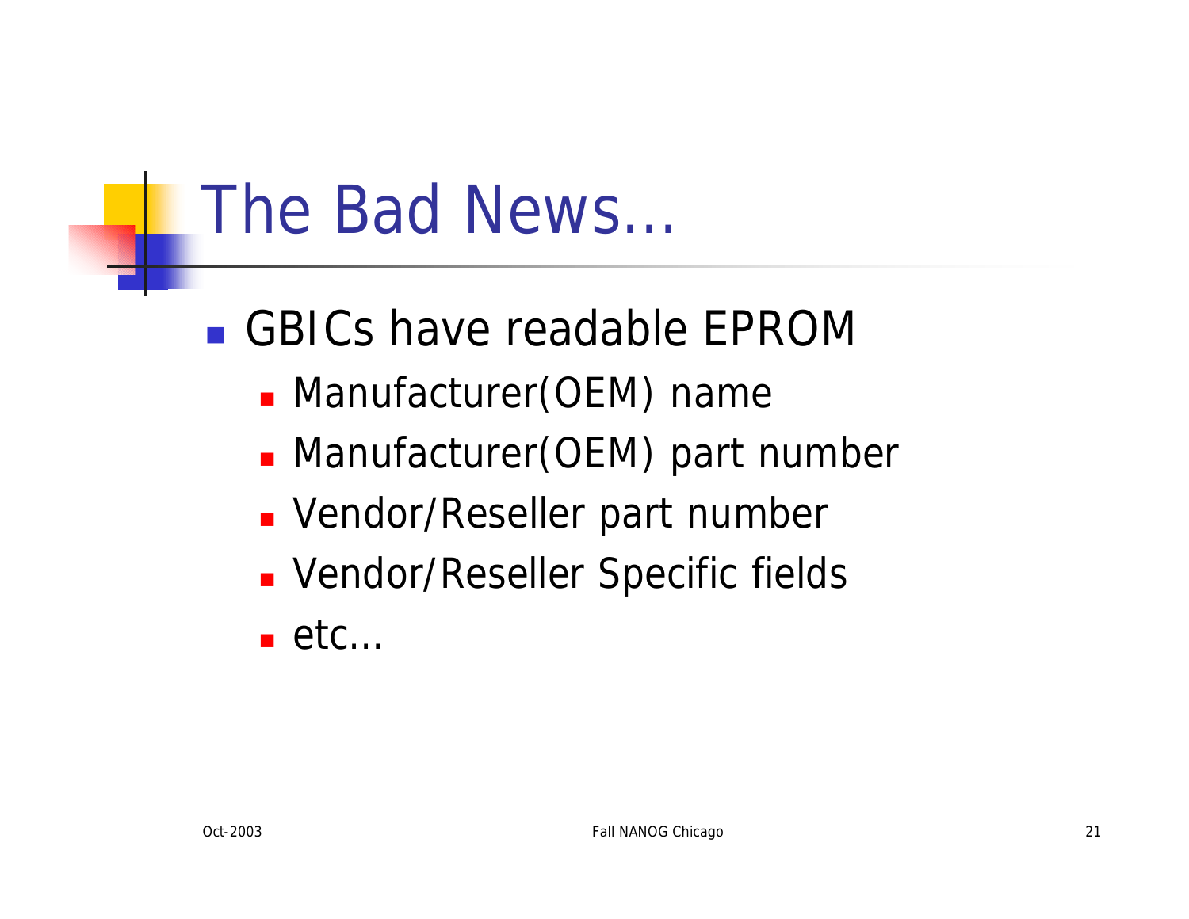# The Bad News…

- GBICs have readable EPROM
  - Manufacturer(OEM) name
  - Manufacturer(OEM) part number
  - Vendor/Reseller part number
  - Vendor/Reseller Specific fields
  - etc…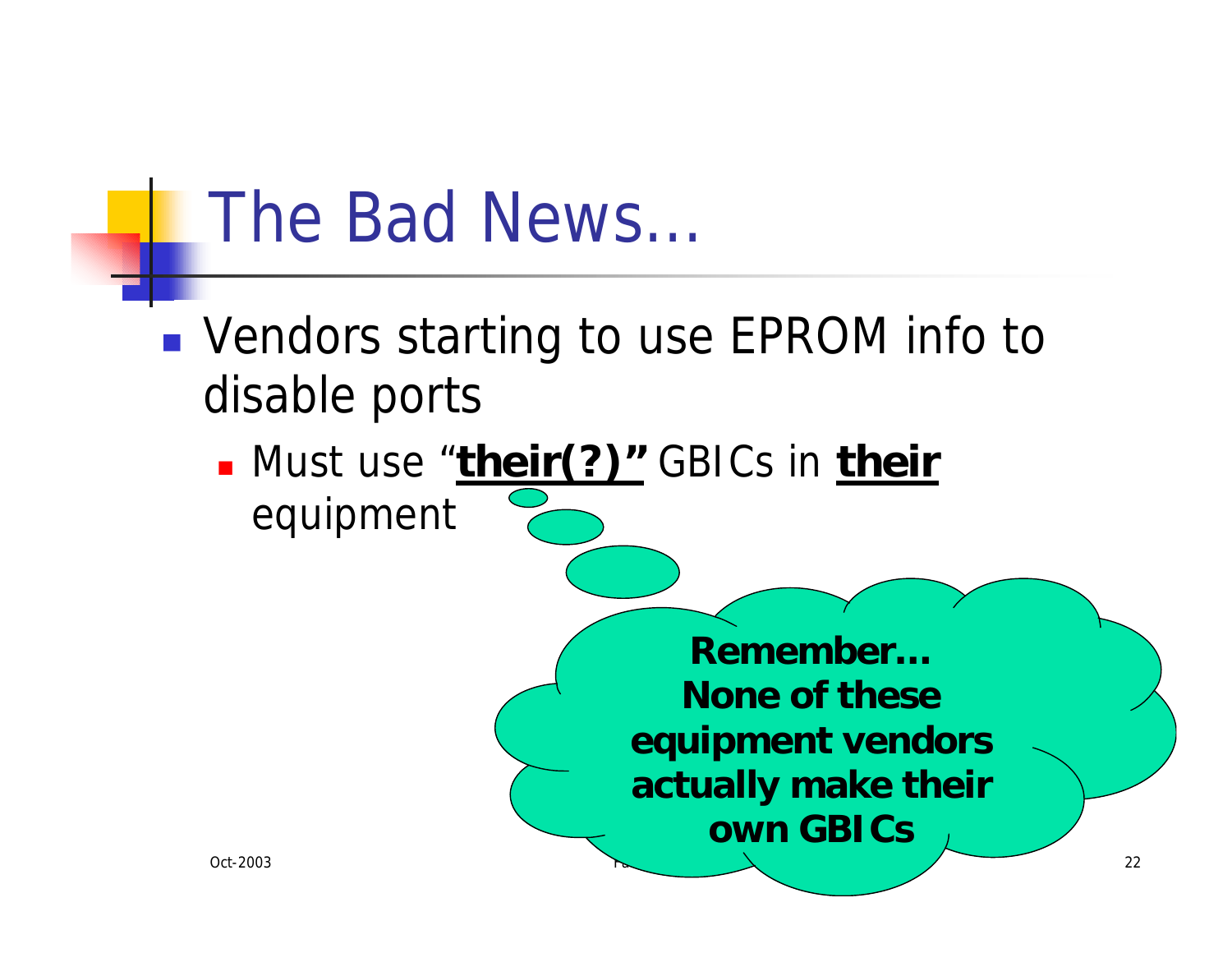# The Bad News…

- Vendors starting to use EPROM info to disable ports
  - Must use "**<u>their(?)"</u>** GBICs in **<u>their</u>** equipment

**Remember… None of these equipment vendors actually make their own GBICs**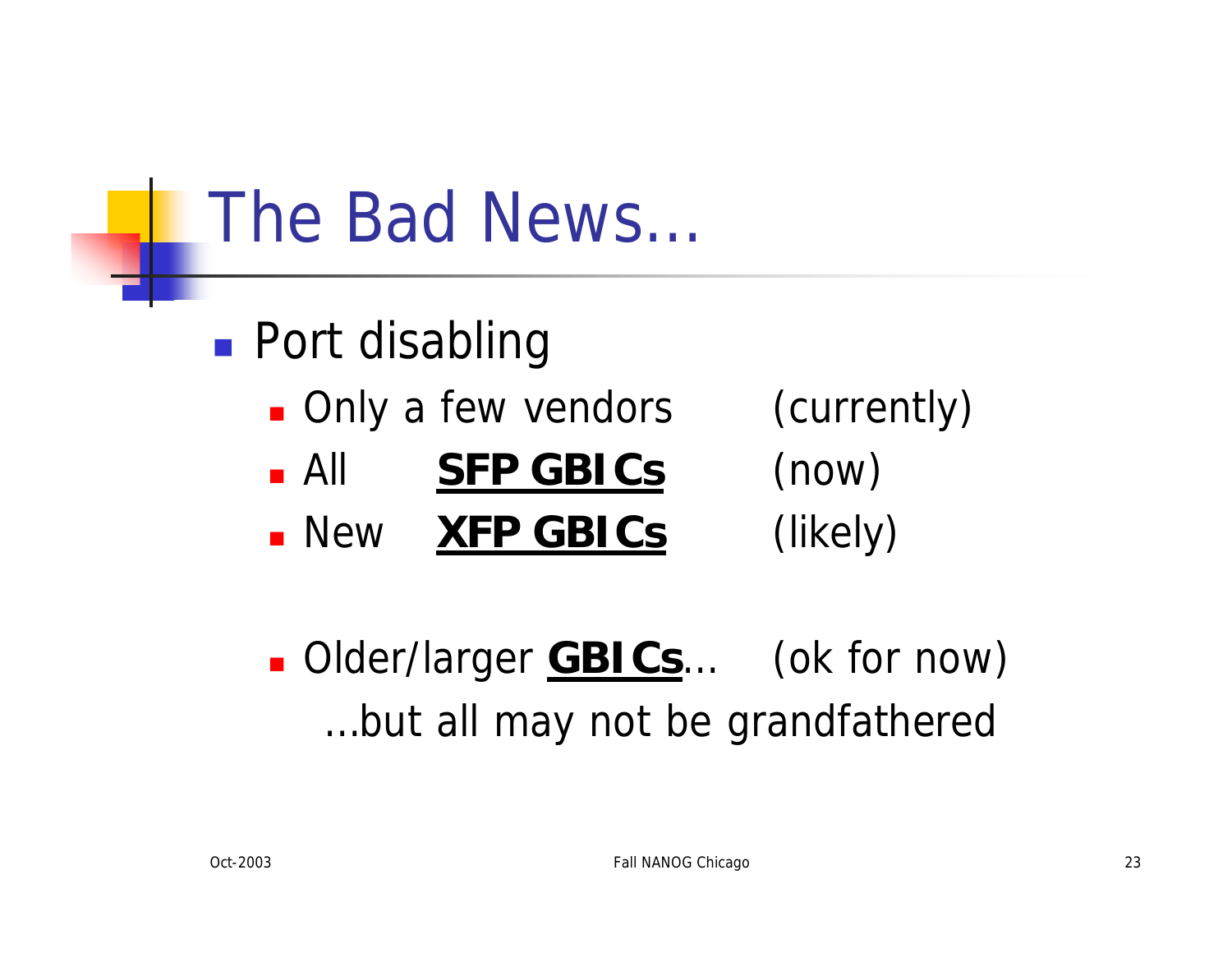# The Bad News…

- Port disabling
  - Only a few vendors (currently)
  - All **SFP GBICs** (now)
  - New **XFP GBICs** (likely)

  - Older/larger **GBICs**… (ok for now)
    …but all may not be grandfathered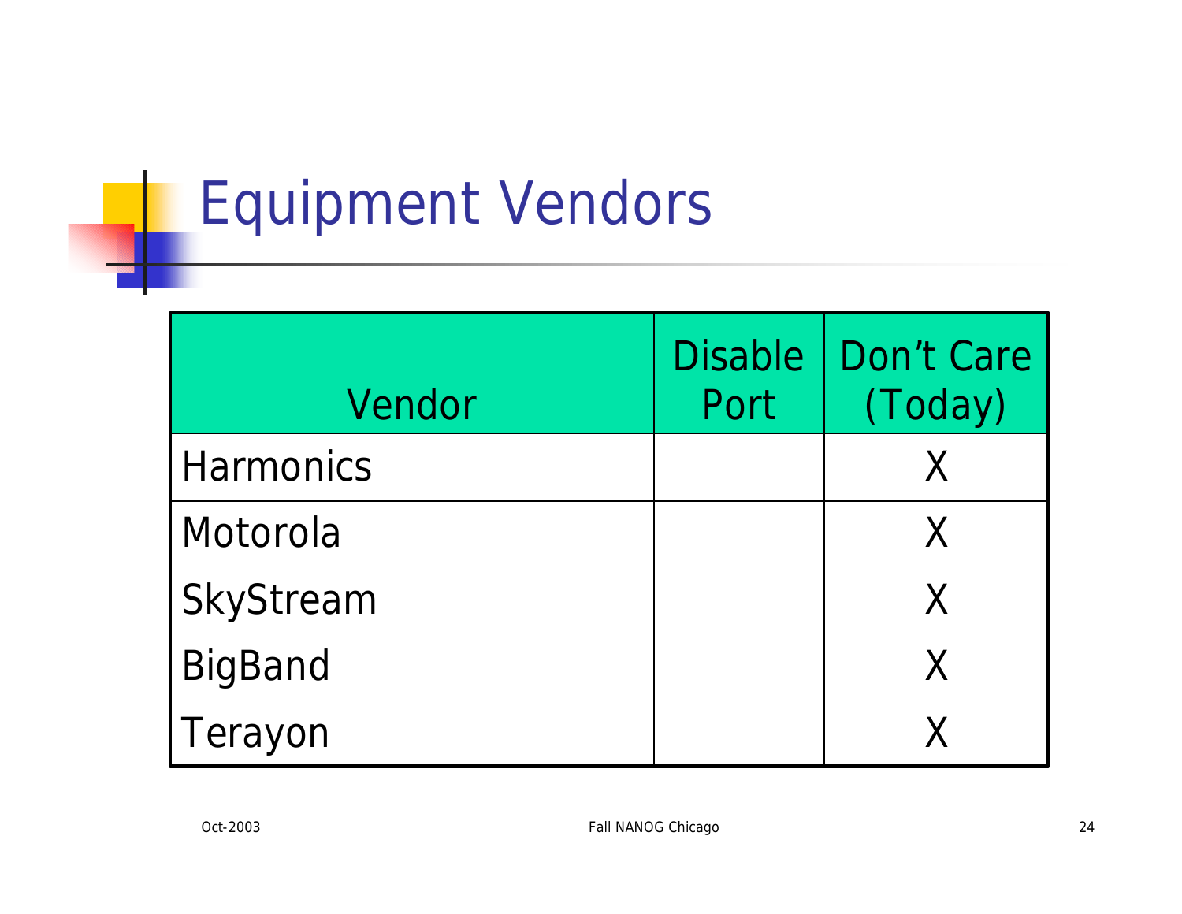# Equipment Vendors

| Vendor | Disable Port | Don't Care (Today) |
|---|---|---|
| Harmonics | | X |
| Motorola | | X |
| SkyStream | | X |
| BigBand | | X |
| Terayon | | X |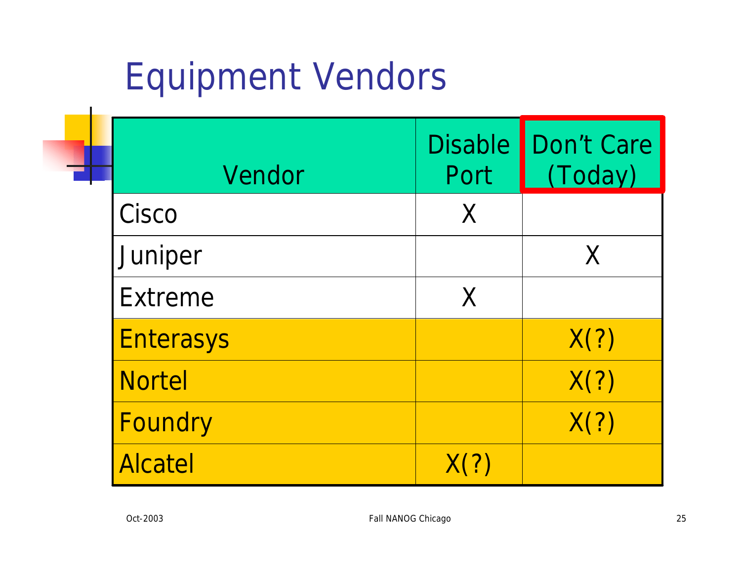# Equipment Vendors

| Vendor | Disable Port | Don't Care (Today) |
|---|---|---|
| Cisco | X | |
| Juniper | | X |
| Extreme | X | |
| Enterasys | | X(?) |
| Nortel | | X(?) |
| Foundry | | X(?) |
| Alcatel | X(?) | |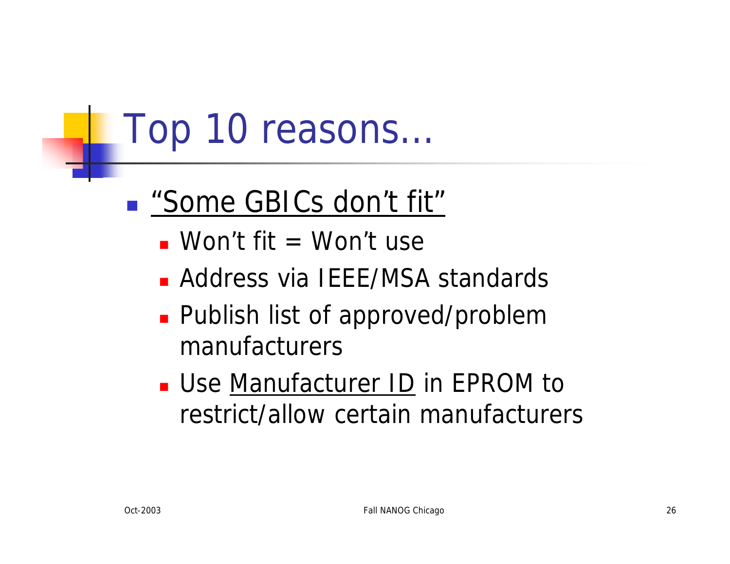# Top 10 reasons…

- <u>“Some GBICs don’t fit”</u>
  - Won’t fit = Won’t use
  - Address via IEEE/MSA standards
  - Publish list of approved/problem manufacturers
  - Use <u>Manufacturer ID</u> in EPROM to restrict/allow certain manufacturers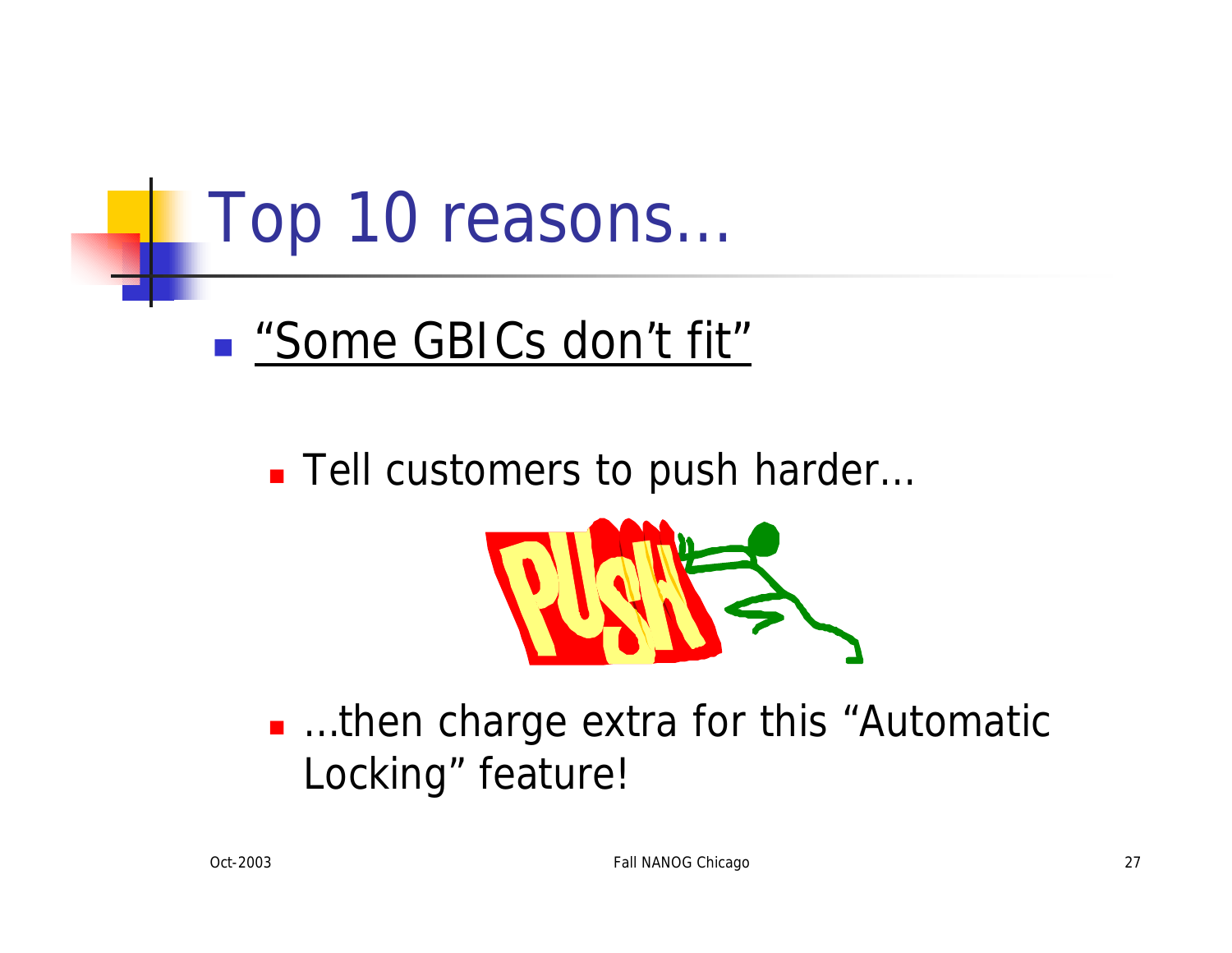# Top 10 reasons…

- <u>"Some GBICs don't fit"</u>
  - Tell customers to push harder…
  - …then charge extra for this "Automatic Locking" feature!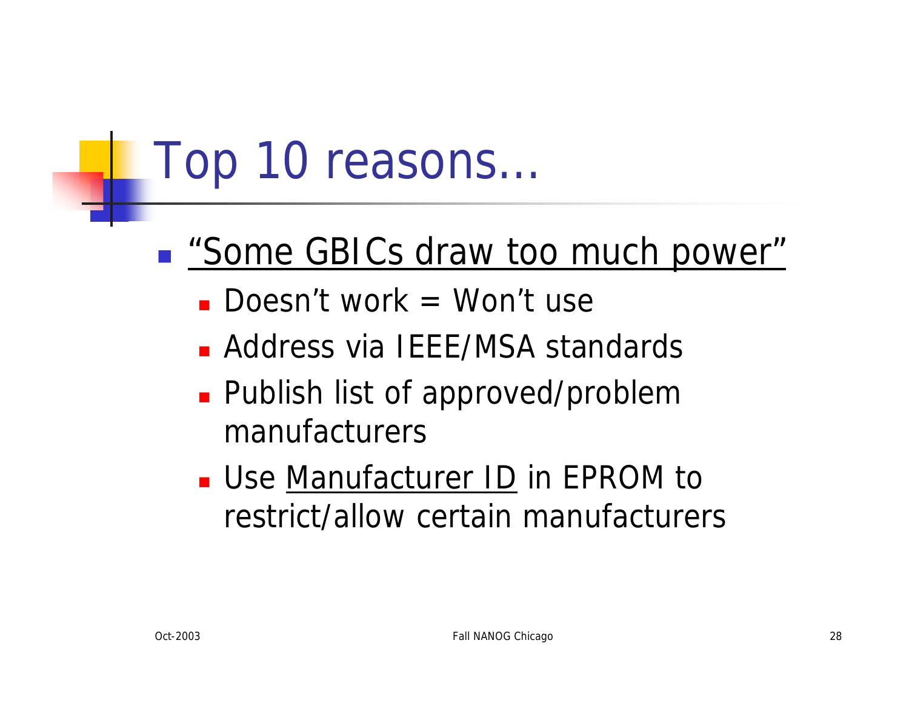# Top 10 reasons…

- <u>"Some GBICs draw too much power"</u>
  - Doesn't work = Won't use
  - Address via IEEE/MSA standards
  - Publish list of approved/problem manufacturers
  - Use <u>Manufacturer ID</u> in EPROM to restrict/allow certain manufacturers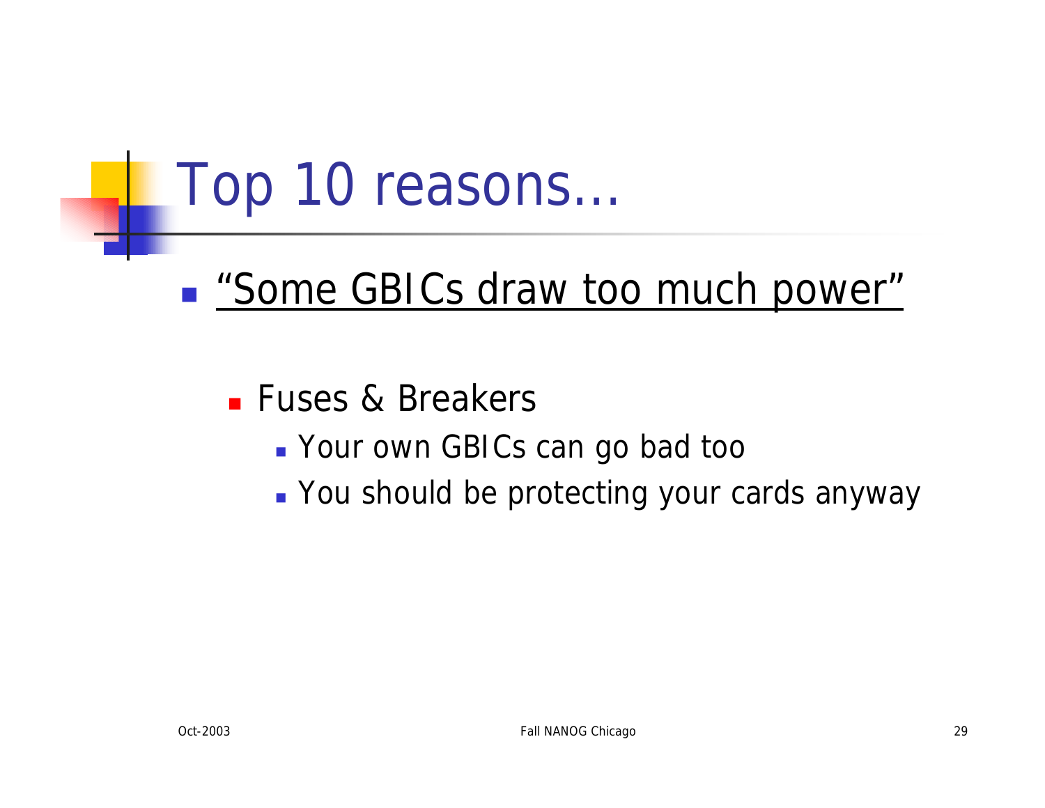# Top 10 reasons…

- <u>“Some GBICs draw too much power”</u>
  - Fuses & Breakers
    - Your own GBICs can go bad too
    - You should be protecting your cards anyway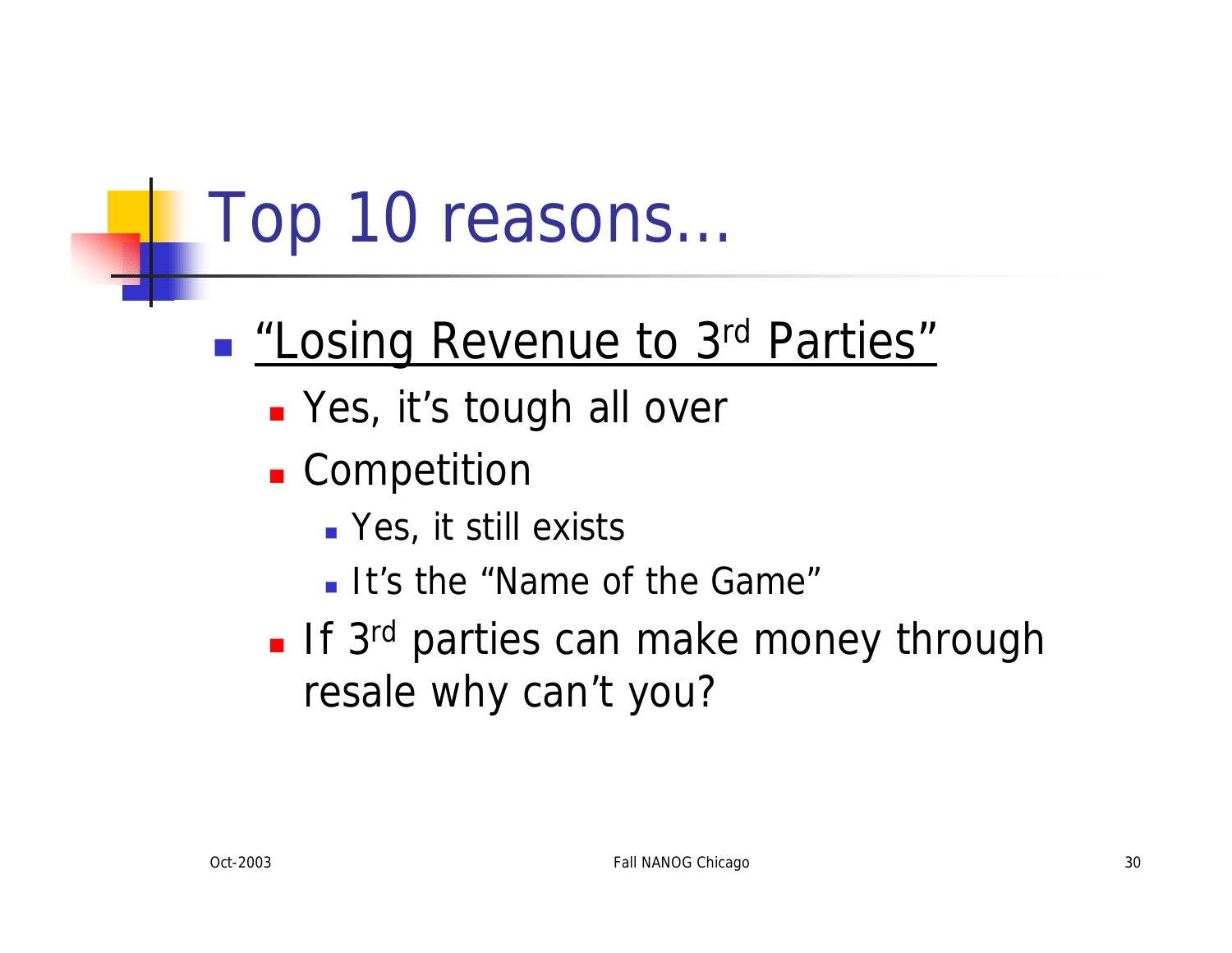# Top 10 reasons…

- <u>"Losing Revenue to 3rd Parties"</u>
  - Yes, it's tough all over
  - Competition
    - Yes, it still exists
    - It's the "Name of the Game"
  - If 3rd parties can make money through resale why can't you?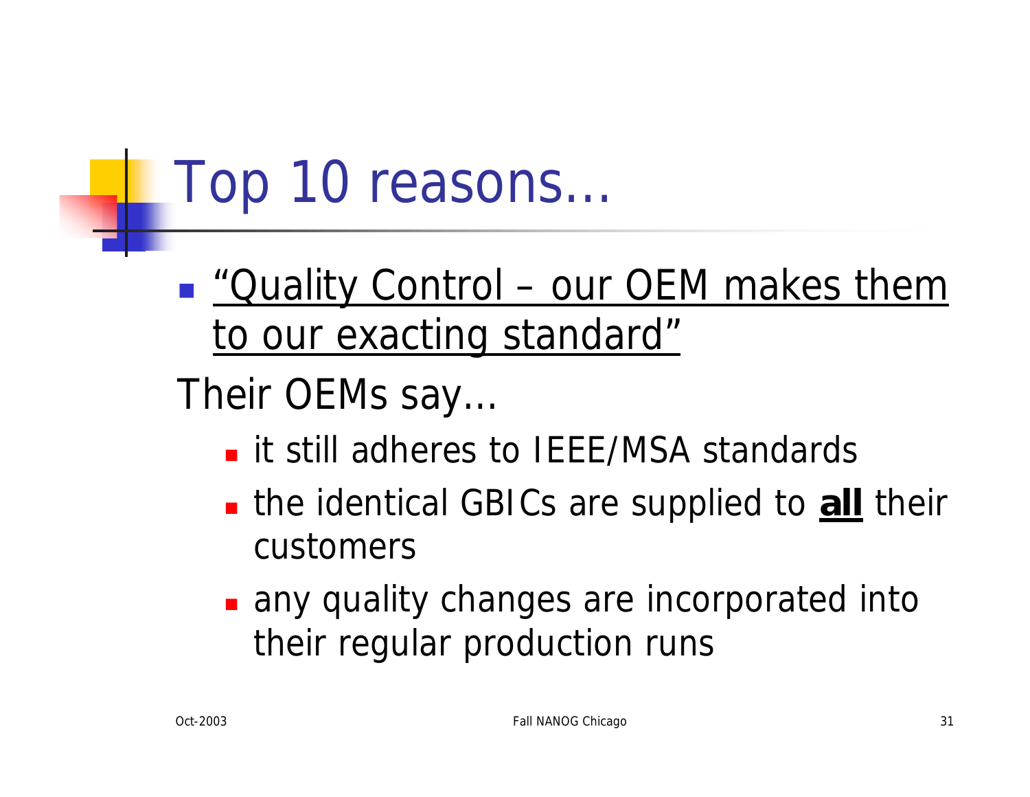# Top 10 reasons…

- "Quality Control – our OEM makes them to our exacting standard"

Their OEMs say…

- it still adheres to IEEE/MSA standards
- the identical GBICs are supplied to **all** their customers
- any quality changes are incorporated into their regular production runs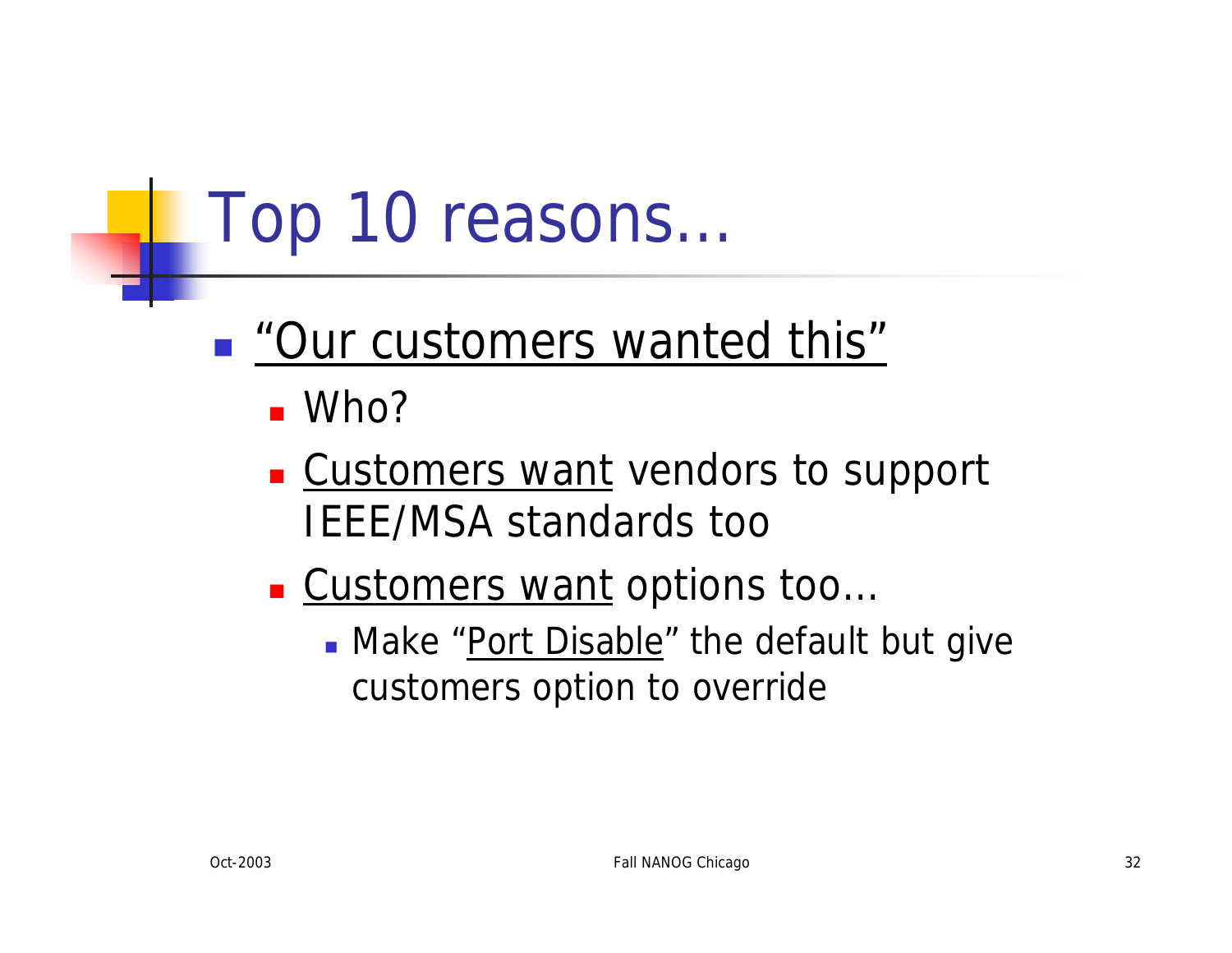# Top 10 reasons…

- <u>"Our customers wanted this"</u>
  - Who?
  - <u>Customers want</u> vendors to support IEEE/MSA standards too
  - <u>Customers want</u> options too…
    - Make "<u>Port Disable</u>" the default but give customers option to override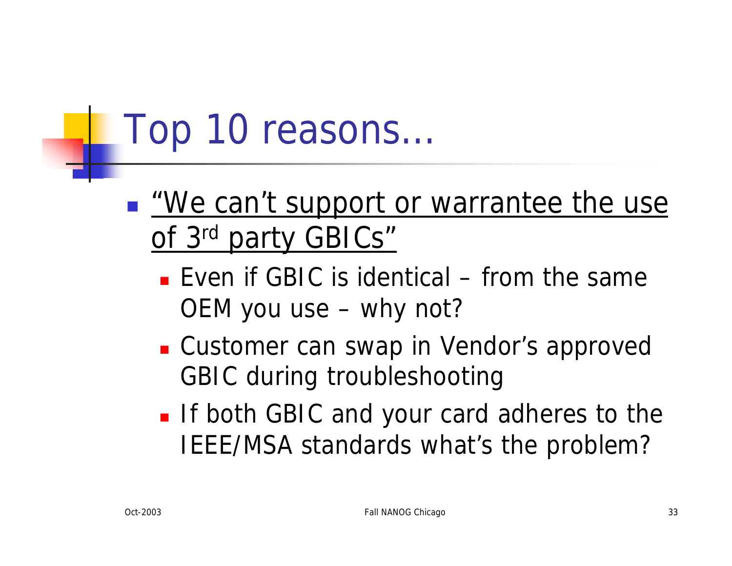# Top 10 reasons…

- "We can't support or warrantee the use of 3rd party GBICs"
  - Even if GBIC is identical – from the same OEM you use – why not?
  - Customer can swap in Vendor's approved GBIC during troubleshooting
  - If both GBIC and your card adheres to the IEEE/MSA standards what's the problem?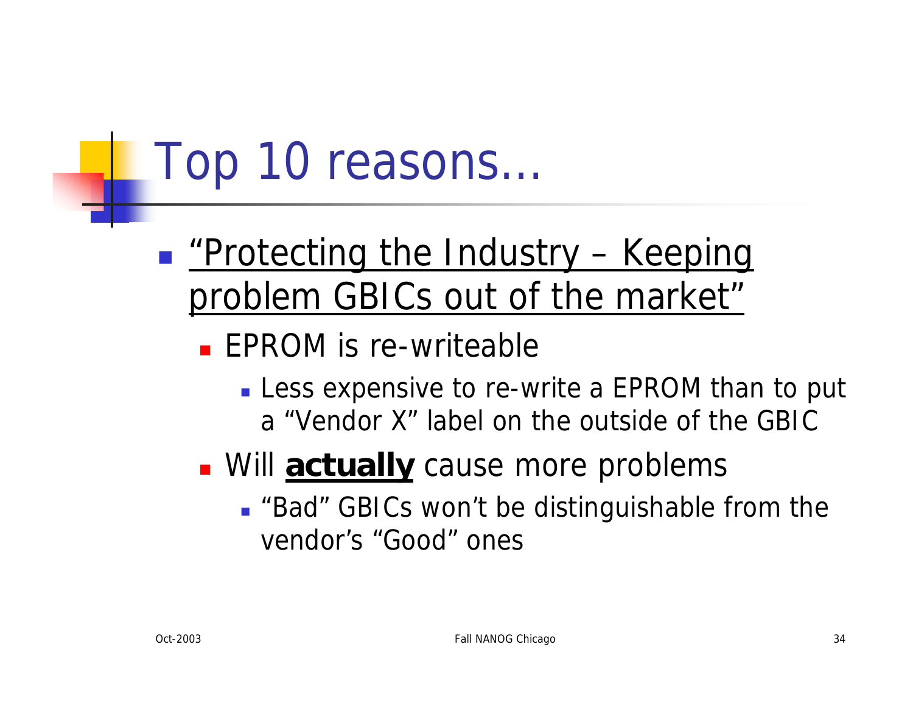# Top 10 reasons…

- <u>“Protecting the Industry – Keeping problem GBICs out of the market”</u>
  - EPROM is re-writeable
    - Less expensive to re-write a EPROM than to put a “Vendor X” label on the outside of the GBIC
  - Will **<u>actually</u>** cause more problems
    - “Bad” GBICs won’t be distinguishable from the vendor’s “Good” ones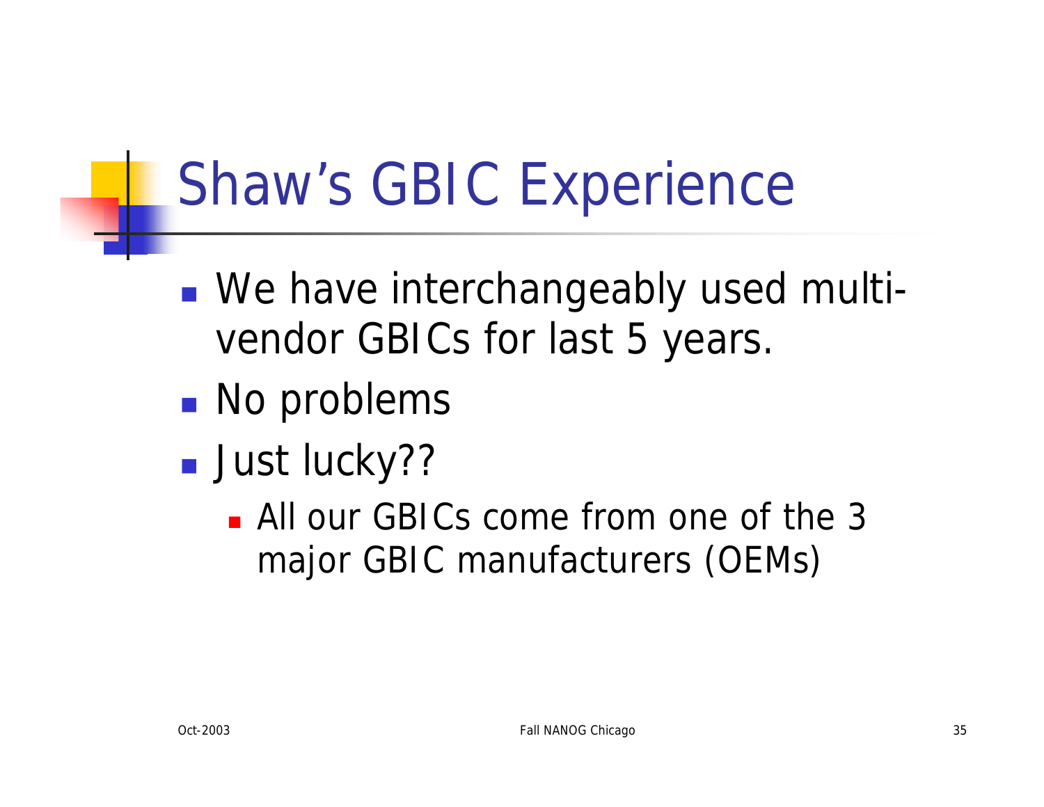# Shaw's GBIC Experience

- We have interchangeably used multi-vendor GBICs for last 5 years.
- No problems
- Just lucky??
  - All our GBICs come from one of the 3 major GBIC manufacturers (OEMs)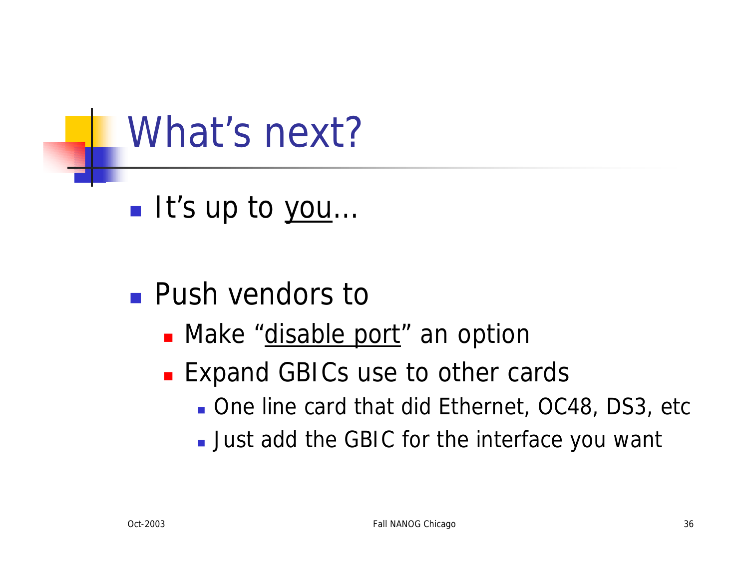# What's next?

- It's up to <u>you</u>…

- Push vendors to
  - Make "<u>disable port</u>" an option
  - Expand GBICs use to other cards
    - One line card that did Ethernet, OC48, DS3, etc
    - Just add the GBIC for the interface you want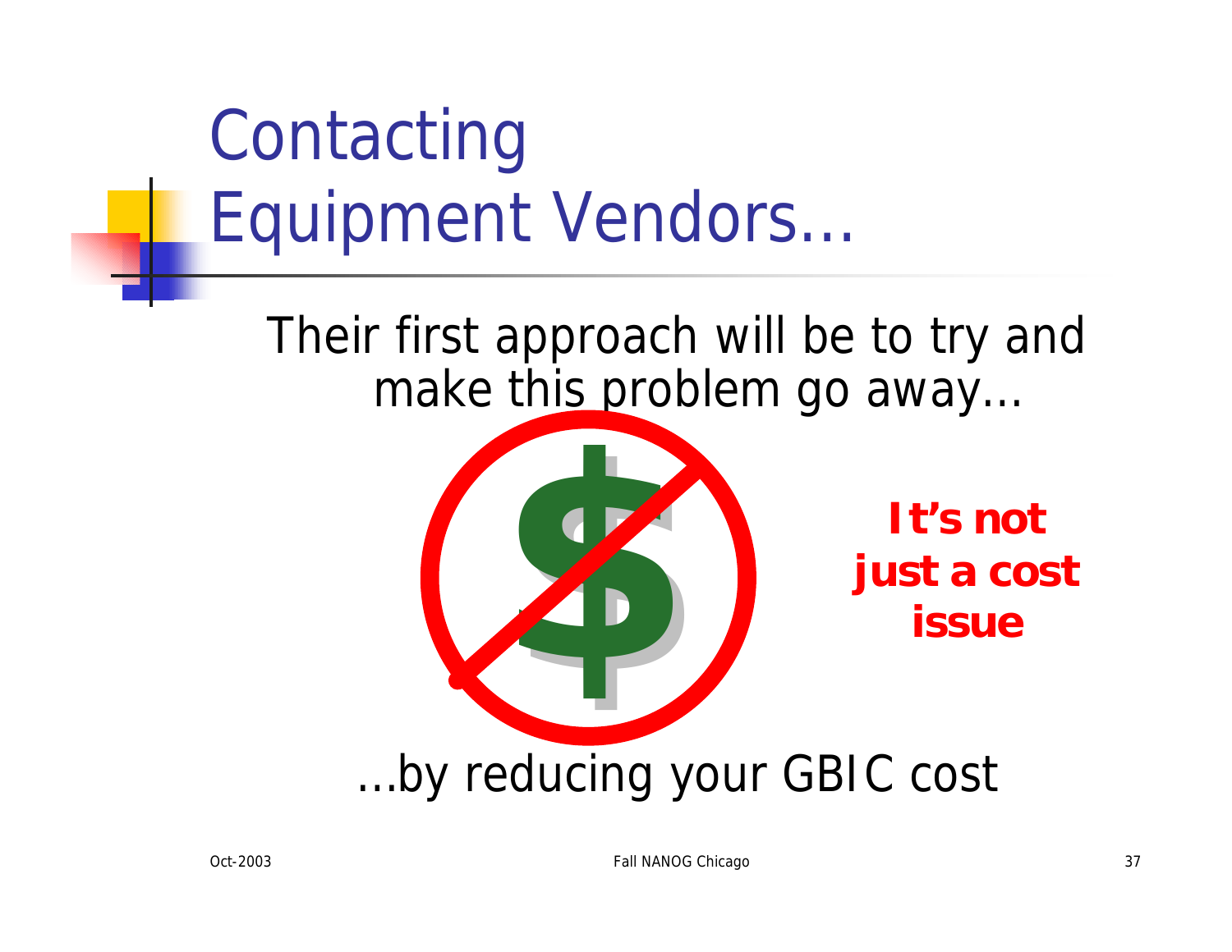# Contacting Equipment Vendors…

Their first approach will be to try and make this problem go away…

**It's not just a cost issue**

…by reducing your GBIC cost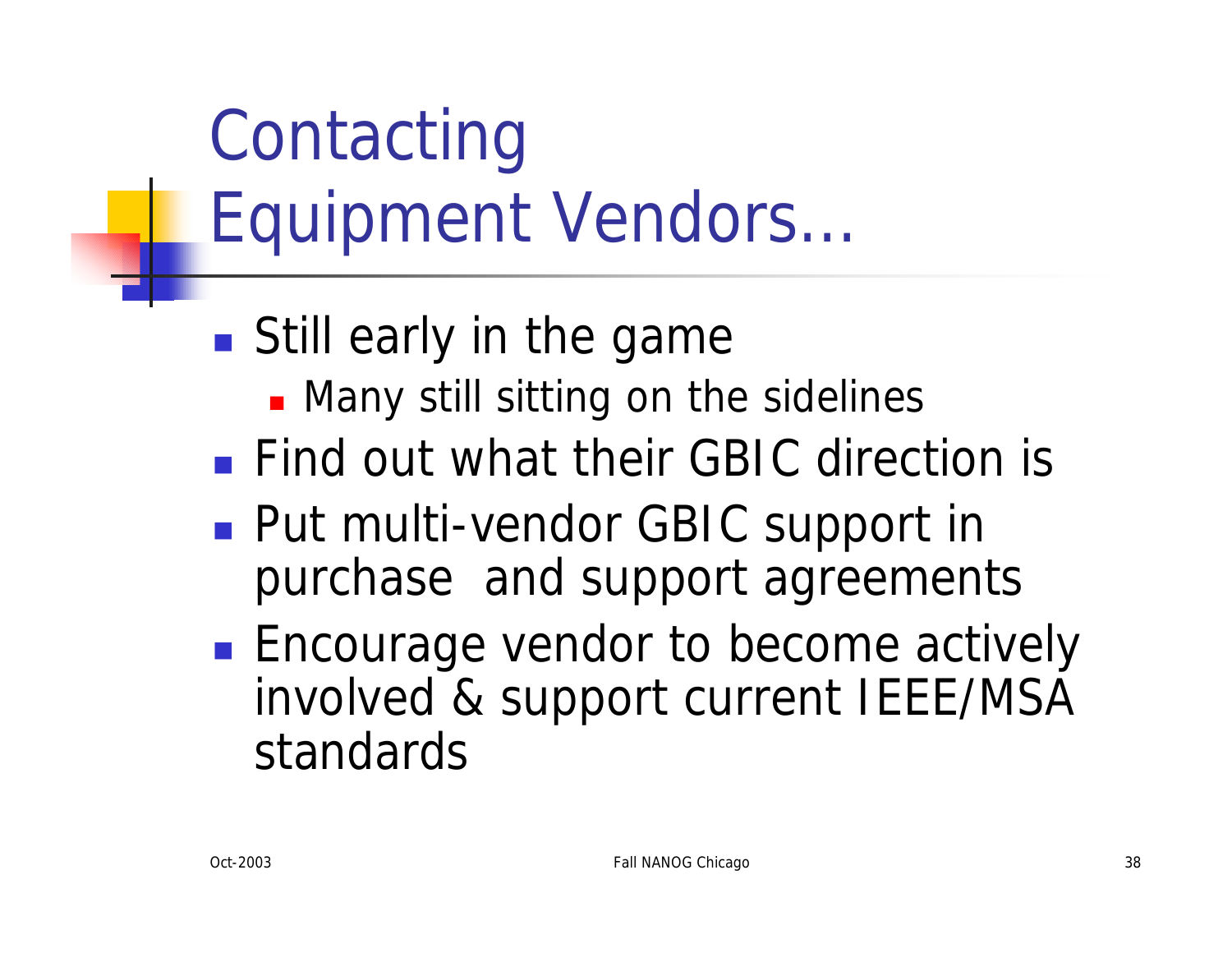# Contacting Equipment Vendors…

- Still early in the game
  - Many still sitting on the sidelines
- Find out what their GBIC direction is
- Put multi-vendor GBIC support in purchase and support agreements
- Encourage vendor to become actively involved & support current IEEE/MSA standards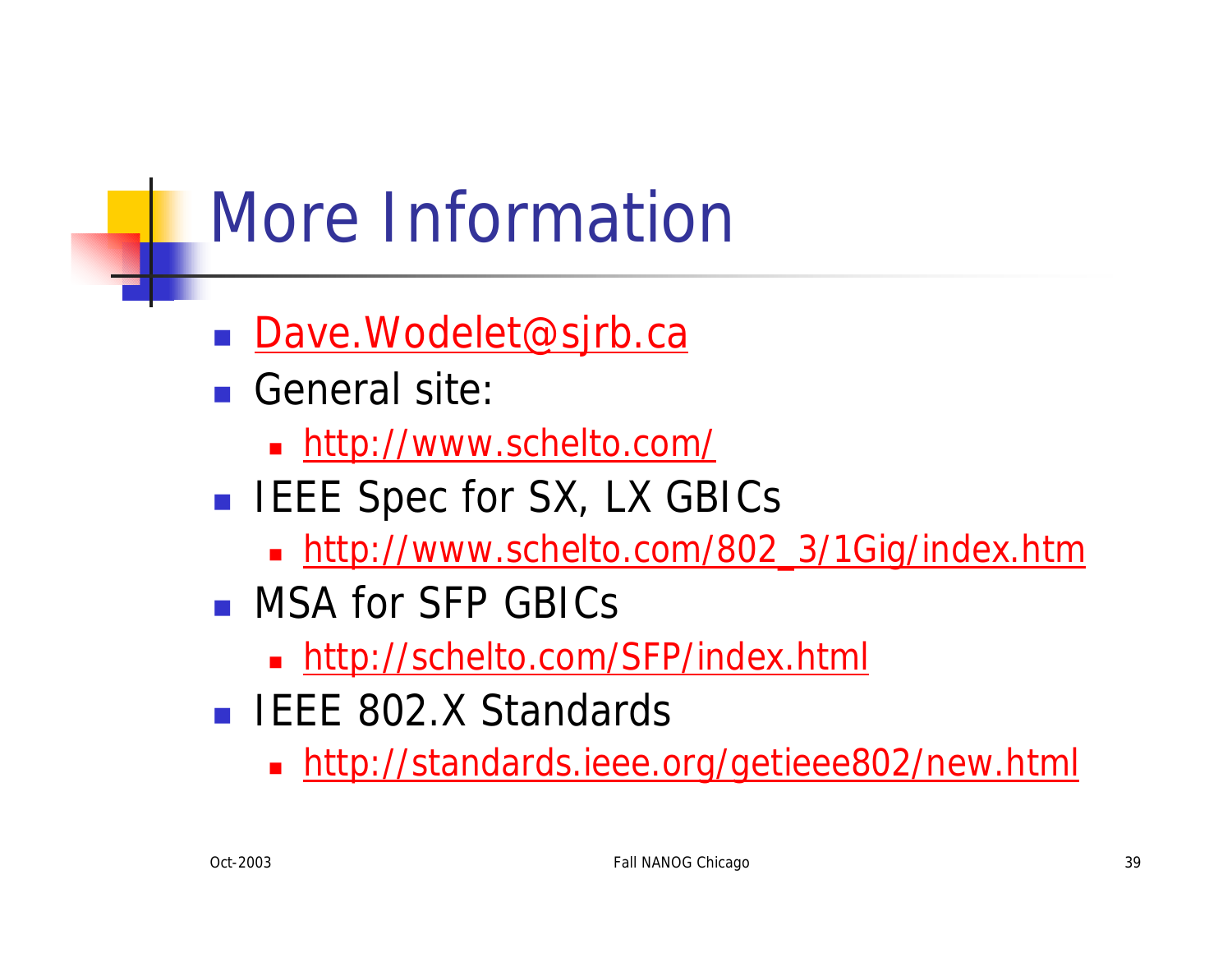# More Information

- Dave.Wodelet@sjrb.ca
- General site:
  - http://www.schelto.com/
- IEEE Spec for SX, LX GBICs
  - http://www.schelto.com/802_3/1Gig/index.htm
- MSA for SFP GBICs
  - http://schelto.com/SFP/index.html
- IEEE 802.X Standards
  - http://standards.ieee.org/getieee802/new.html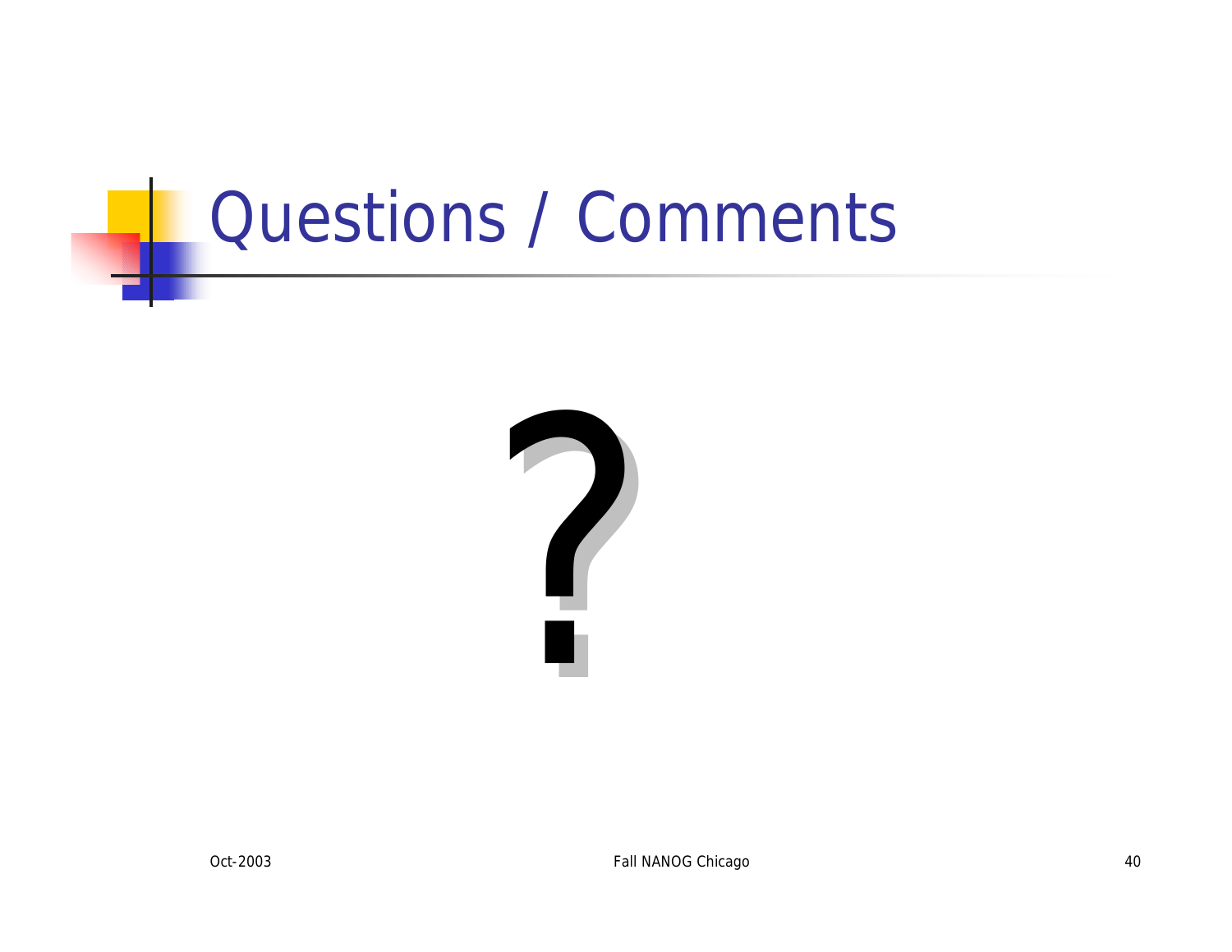# Questions / Comments

?